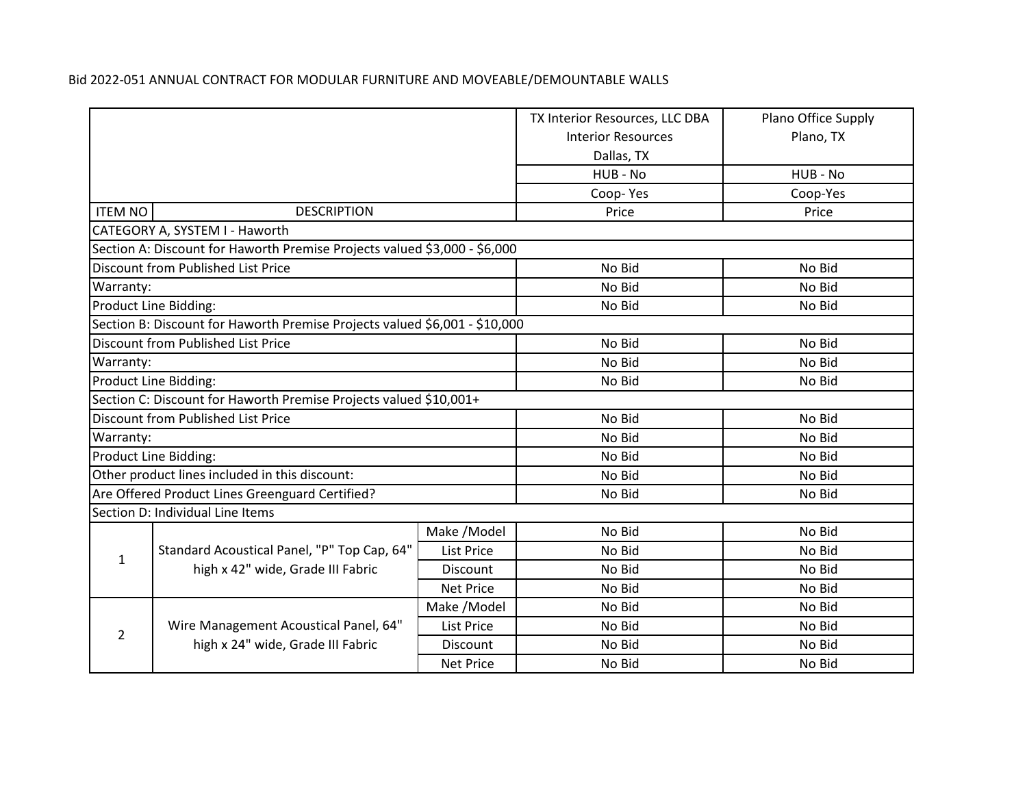Bid 2022-051 ANNUAL CONTRACT FOR MODULAR FURNITURE AND MOVEABLE/DEMOUNTABLE WALLS

| | | | TX Interior Resources, LLC DBA Interior Resources Dallas, TX | Plano Office Supply Plano, TX |
|---|---|---|---|---|
| | | | HUB - No | HUB - No |
| | | | Coop- Yes | Coop-Yes |
| ITEM NO | DESCRIPTION | | Price | Price |
| CATEGORY A, SYSTEM I - Haworth | | | | |
| Section A: Discount for Haworth Premise Projects valued $3,000 - $6,000 | | | | |
| Discount from Published List Price | | | No Bid | No Bid |
| Warranty: | | | No Bid | No Bid |
| Product Line Bidding: | | | No Bid | No Bid |
| Section B: Discount for Haworth Premise Projects valued $6,001 - $10,000 | | | | |
| Discount from Published List Price | | | No Bid | No Bid |
| Warranty: | | | No Bid | No Bid |
| Product Line Bidding: | | | No Bid | No Bid |
| Section C: Discount for Haworth Premise Projects valued $10,001+ | | | | |
| Discount from Published List Price | | | No Bid | No Bid |
| Warranty: | | | No Bid | No Bid |
| Product Line Bidding: | | | No Bid | No Bid |
| Other product lines included in this discount: | | | No Bid | No Bid |
| Are Offered Product Lines Greenguard Certified? | | | No Bid | No Bid |
| Section D: Individual Line Items | | | | |
| 1 | Standard Acoustical Panel, "P" Top Cap, 64" high x 42" wide, Grade III Fabric | Make /Model | No Bid | No Bid |
| | | List Price | No Bid | No Bid |
| | | Discount | No Bid | No Bid |
| | | Net Price | No Bid | No Bid |
| 2 | Wire Management Acoustical Panel, 64" high x 24" wide, Grade III Fabric | Make /Model | No Bid | No Bid |
| | | List Price | No Bid | No Bid |
| | | Discount | No Bid | No Bid |
| | | Net Price | No Bid | No Bid |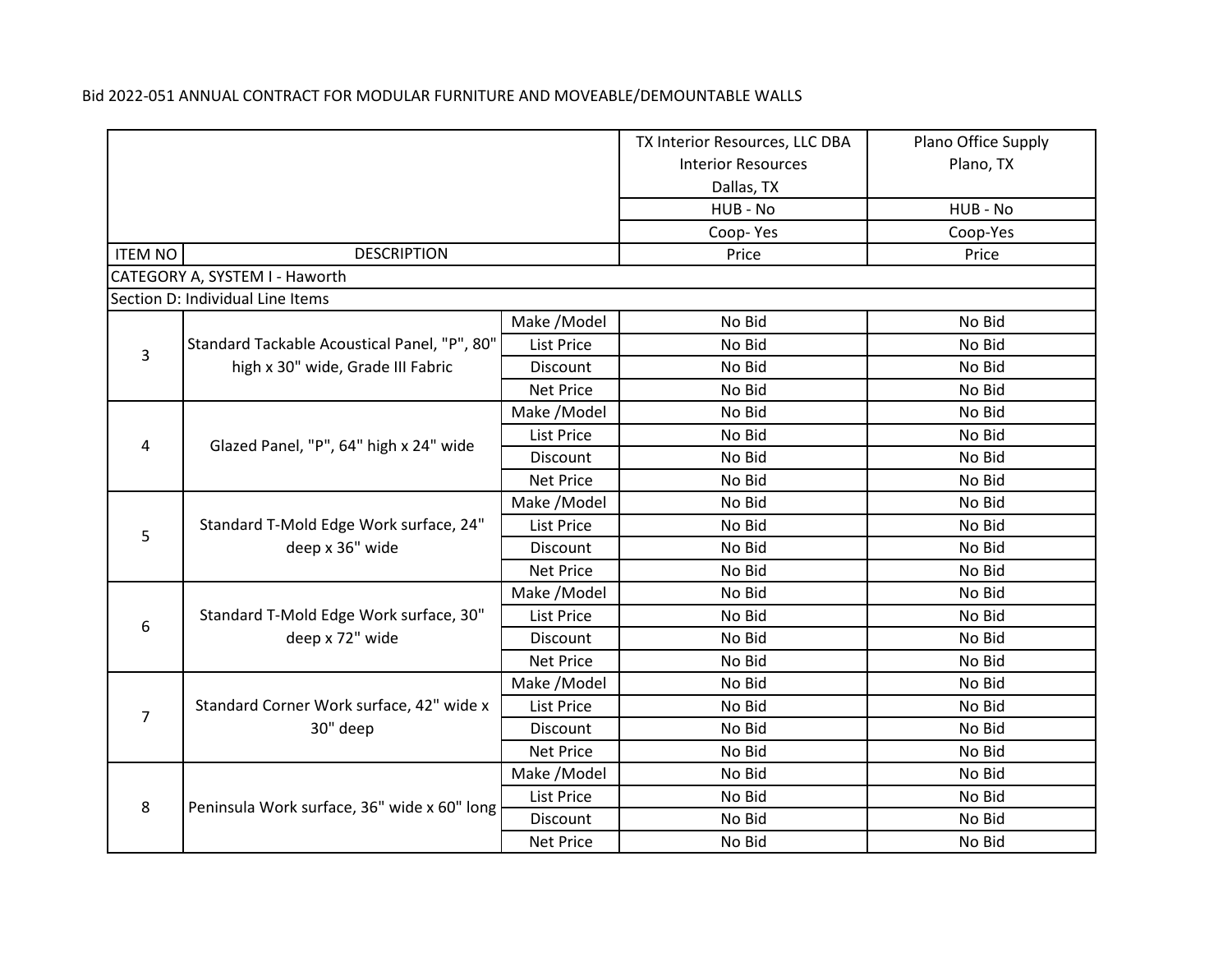Bid 2022-051 ANNUAL CONTRACT FOR MODULAR FURNITURE AND MOVEABLE/DEMOUNTABLE WALLS

| | | | TX Interior Resources, LLC DBA Interior Resources Dallas, TX | Plano Office Supply Plano, TX |
|---|---|---|---|---|
| | | | HUB - No | HUB - No |
| | | | Coop- Yes | Coop-Yes |
| ITEM NO | DESCRIPTION | | Price | Price |
| CATEGORY A, SYSTEM I - Haworth | | | | |
| Section D: Individual Line Items | | | | |
| 3 | Standard Tackable Acoustical Panel, "P", 80" high x 30" wide, Grade III Fabric | Make /Model | No Bid | No Bid |
| | | List Price | No Bid | No Bid |
| | | Discount | No Bid | No Bid |
| | | Net Price | No Bid | No Bid |
| 4 | Glazed Panel, "P", 64" high x 24" wide | Make /Model | No Bid | No Bid |
| | | List Price | No Bid | No Bid |
| | | Discount | No Bid | No Bid |
| | | Net Price | No Bid | No Bid |
| 5 | Standard T-Mold Edge Work surface, 24" deep x 36" wide | Make /Model | No Bid | No Bid |
| | | List Price | No Bid | No Bid |
| | | Discount | No Bid | No Bid |
| | | Net Price | No Bid | No Bid |
| 6 | Standard T-Mold Edge Work surface, 30" deep x 72" wide | Make /Model | No Bid | No Bid |
| | | List Price | No Bid | No Bid |
| | | Discount | No Bid | No Bid |
| | | Net Price | No Bid | No Bid |
| 7 | Standard Corner Work surface, 42" wide x 30" deep | Make /Model | No Bid | No Bid |
| | | List Price | No Bid | No Bid |
| | | Discount | No Bid | No Bid |
| | | Net Price | No Bid | No Bid |
| 8 | Peninsula Work surface, 36" wide x 60" long | Make /Model | No Bid | No Bid |
| | | List Price | No Bid | No Bid |
| | | Discount | No Bid | No Bid |
| | | Net Price | No Bid | No Bid |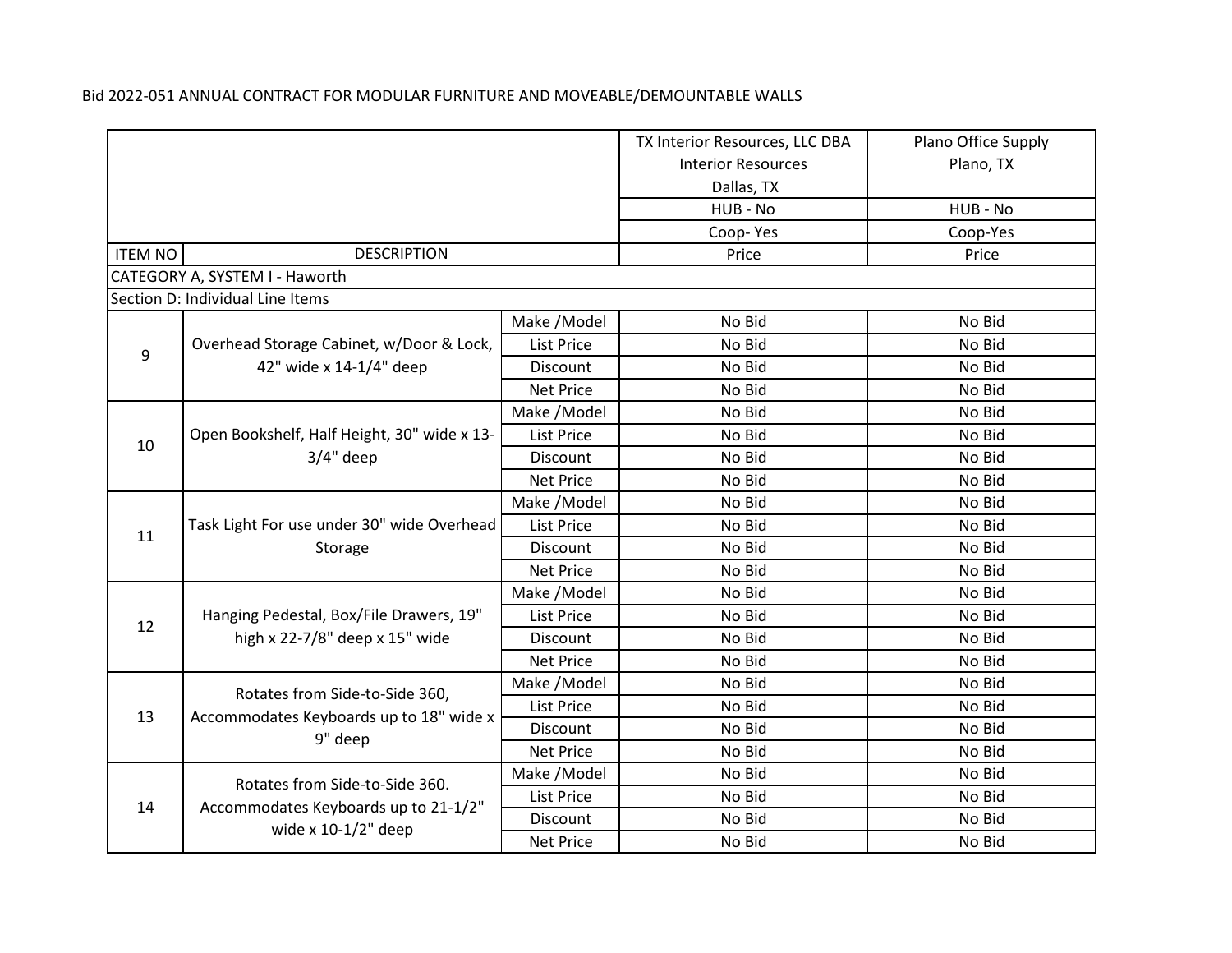Bid 2022-051 ANNUAL CONTRACT FOR MODULAR FURNITURE AND MOVEABLE/DEMOUNTABLE WALLS

| | | | TX Interior Resources, LLC DBA Interior Resources Dallas, TX | Plano Office Supply Plano, TX |
|---|---|---|---|---|
| | | | HUB - No | HUB - No |
| | | | Coop- Yes | Coop-Yes |
| ITEM NO | DESCRIPTION | | Price | Price |
| CATEGORY A, SYSTEM I - Haworth | | | | |
| Section D: Individual Line Items | | | | |
| 9 | Overhead Storage Cabinet, w/Door & Lock, 42" wide x 14-1/4" deep | Make /Model | No Bid | No Bid |
| | | List Price | No Bid | No Bid |
| | | Discount | No Bid | No Bid |
| | | Net Price | No Bid | No Bid |
| 10 | Open Bookshelf, Half Height, 30" wide x 13-3/4" deep | Make /Model | No Bid | No Bid |
| | | List Price | No Bid | No Bid |
| | | Discount | No Bid | No Bid |
| | | Net Price | No Bid | No Bid |
| 11 | Task Light For use under 30" wide Overhead Storage | Make /Model | No Bid | No Bid |
| | | List Price | No Bid | No Bid |
| | | Discount | No Bid | No Bid |
| | | Net Price | No Bid | No Bid |
| 12 | Hanging Pedestal, Box/File Drawers, 19" high x 22-7/8" deep x 15" wide | Make /Model | No Bid | No Bid |
| | | List Price | No Bid | No Bid |
| | | Discount | No Bid | No Bid |
| | | Net Price | No Bid | No Bid |
| 13 | Rotates from Side-to-Side 360, Accommodates Keyboards up to 18" wide x 9" deep | Make /Model | No Bid | No Bid |
| | | List Price | No Bid | No Bid |
| | | Discount | No Bid | No Bid |
| | | Net Price | No Bid | No Bid |
| 14 | Rotates from Side-to-Side 360. Accommodates Keyboards up to 21-1/2" wide x 10-1/2" deep | Make /Model | No Bid | No Bid |
| | | List Price | No Bid | No Bid |
| | | Discount | No Bid | No Bid |
| | | Net Price | No Bid | No Bid |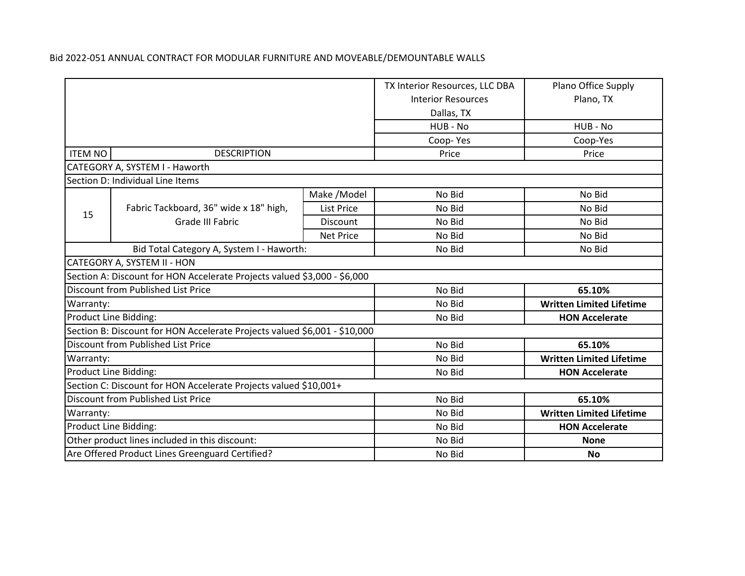Bid 2022-051 ANNUAL CONTRACT FOR MODULAR FURNITURE AND MOVEABLE/DEMOUNTABLE WALLS

| | | | TX Interior Resources, LLC DBA Interior Resources Dallas, TX | Plano Office Supply Plano, TX |
|---|---|---|---|---|
| | | | HUB - No | HUB - No |
| | | | Coop- Yes | Coop-Yes |
| ITEM NO | DESCRIPTION | | Price | Price |
| CATEGORY A, SYSTEM I - Haworth | | | | |
| Section D: Individual Line Items | | | | |
| 15 | Fabric Tackboard, 36" wide x 18" high, Grade III Fabric | Make /Model | No Bid | No Bid |
| | | List Price | No Bid | No Bid |
| | | Discount | No Bid | No Bid |
| | | Net Price | No Bid | No Bid |
| Bid Total Category A, System I - Haworth: | | | No Bid | No Bid |
| CATEGORY A, SYSTEM II - HON | | | | |
| Section A: Discount for HON Accelerate Projects valued $3,000 - $6,000 | | | | |
| Discount from Published List Price | | | No Bid | **65.10%** |
| Warranty: | | | No Bid | **Written Limited Lifetime** |
| Product Line Bidding: | | | No Bid | **HON Accelerate** |
| Section B: Discount for HON Accelerate Projects valued $6,001 - $10,000 | | | | |
| Discount from Published List Price | | | No Bid | **65.10%** |
| Warranty: | | | No Bid | **Written Limited Lifetime** |
| Product Line Bidding: | | | No Bid | **HON Accelerate** |
| Section C: Discount for HON Accelerate Projects valued $10,001+ | | | | |
| Discount from Published List Price | | | No Bid | **65.10%** |
| Warranty: | | | No Bid | **Written Limited Lifetime** |
| Product Line Bidding: | | | No Bid | **HON Accelerate** |
| Other product lines included in this discount: | | | No Bid | **None** |
| Are Offered Product Lines Greenguard Certified? | | | No Bid | **No** |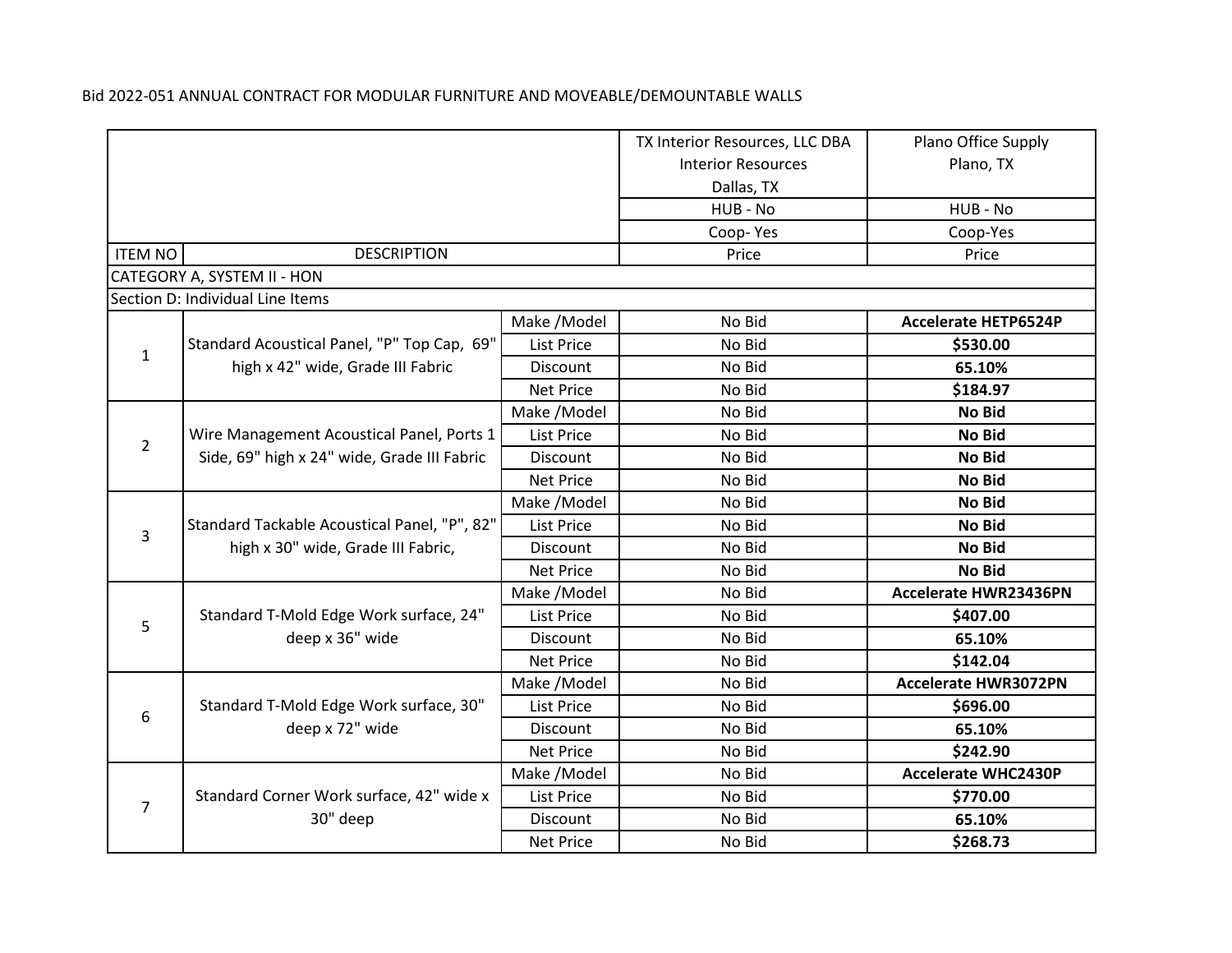Bid 2022-051 ANNUAL CONTRACT FOR MODULAR FURNITURE AND MOVEABLE/DEMOUNTABLE WALLS

| ITEM NO | DESCRIPTION | | TX Interior Resources, LLC DBA Interior Resources Dallas, TX | Plano Office Supply Plano, TX |
|---|---|---|---|---|
| | | | HUB - No | HUB - No |
| | | | Coop- Yes | Coop-Yes |
| | | | Price | Price |
| CATEGORY A, SYSTEM II - HON | | | | |
| Section D: Individual Line Items | | | | |
| 1 | Standard Acoustical Panel, "P" Top Cap, 69" high x 42" wide, Grade III Fabric | Make /Model | No Bid | **Accelerate HETP6524P** |
| | | List Price | No Bid | **$530.00** |
| | | Discount | No Bid | **65.10%** |
| | | Net Price | No Bid | **$184.97** |
| 2 | Wire Management Acoustical Panel, Ports 1 Side, 69" high x 24" wide, Grade III Fabric | Make /Model | No Bid | **No Bid** |
| | | List Price | No Bid | **No Bid** |
| | | Discount | No Bid | **No Bid** |
| | | Net Price | No Bid | **No Bid** |
| 3 | Standard Tackable Acoustical Panel, "P", 82" high x 30" wide, Grade III Fabric, | Make /Model | No Bid | **No Bid** |
| | | List Price | No Bid | **No Bid** |
| | | Discount | No Bid | **No Bid** |
| | | Net Price | No Bid | **No Bid** |
| 5 | Standard T-Mold Edge Work surface, 24" deep x 36" wide | Make /Model | No Bid | **Accelerate HWR23436PN** |
| | | List Price | No Bid | **$407.00** |
| | | Discount | No Bid | **65.10%** |
| | | Net Price | No Bid | **$142.04** |
| 6 | Standard T-Mold Edge Work surface, 30" deep x 72" wide | Make /Model | No Bid | **Accelerate HWR3072PN** |
| | | List Price | No Bid | **$696.00** |
| | | Discount | No Bid | **65.10%** |
| | | Net Price | No Bid | **$242.90** |
| 7 | Standard Corner Work surface, 42" wide x 30" deep | Make /Model | No Bid | **Accelerate WHC2430P** |
| | | List Price | No Bid | **$770.00** |
| | | Discount | No Bid | **65.10%** |
| | | Net Price | No Bid | **$268.73** |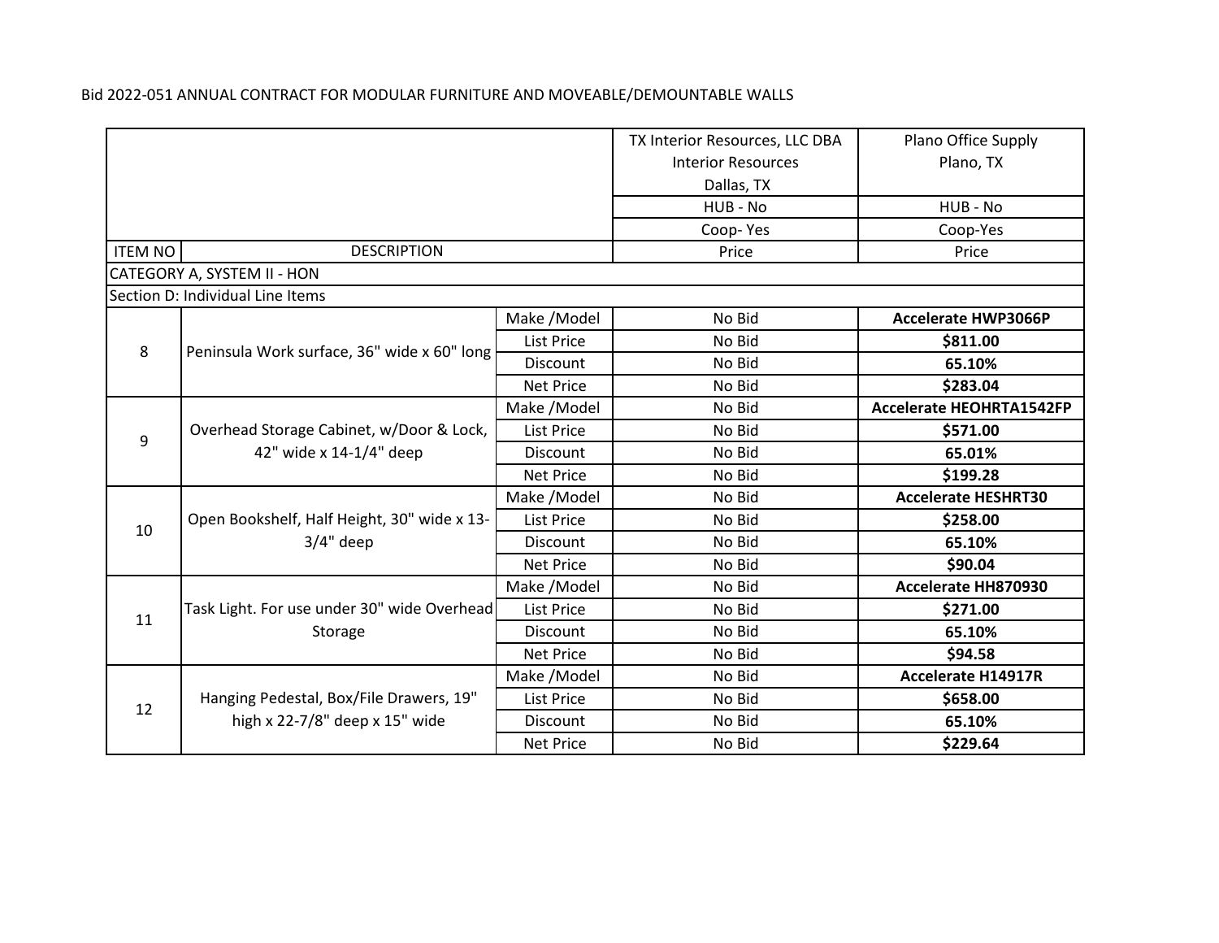Bid 2022-051 ANNUAL CONTRACT FOR MODULAR FURNITURE AND MOVEABLE/DEMOUNTABLE WALLS

| | | | TX Interior Resources, LLC DBA Interior Resources Dallas, TX | Plano Office Supply Plano, TX |
|---|---|---|---|---|
| | | | HUB - No | HUB - No |
| | | | Coop- Yes | Coop-Yes |
| ITEM NO | DESCRIPTION | | Price | Price |
| CATEGORY A, SYSTEM II - HON | | | | |
| Section D: Individual Line Items | | | | |
| 8 | Peninsula Work surface, 36" wide x 60" long | Make /Model | No Bid | **Accelerate HWP3066P** |
| | | List Price | No Bid | **$811.00** |
| | | Discount | No Bid | **65.10%** |
| | | Net Price | No Bid | **$283.04** |
| 9 | Overhead Storage Cabinet, w/Door & Lock, 42" wide x 14-1/4" deep | Make /Model | No Bid | **Accelerate HEOHRTA1542FP** |
| | | List Price | No Bid | **$571.00** |
| | | Discount | No Bid | **65.01%** |
| | | Net Price | No Bid | **$199.28** |
| 10 | Open Bookshelf, Half Height, 30" wide x 13-3/4" deep | Make /Model | No Bid | **Accelerate HESHRT30** |
| | | List Price | No Bid | **$258.00** |
| | | Discount | No Bid | **65.10%** |
| | | Net Price | No Bid | **$90.04** |
| 11 | Task Light. For use under 30" wide Overhead Storage | Make /Model | No Bid | **Accelerate HH870930** |
| | | List Price | No Bid | **$271.00** |
| | | Discount | No Bid | **65.10%** |
| | | Net Price | No Bid | **$94.58** |
| 12 | Hanging Pedestal, Box/File Drawers, 19" high x 22-7/8" deep x 15" wide | Make /Model | No Bid | **Accelerate H14917R** |
| | | List Price | No Bid | **$658.00** |
| | | Discount | No Bid | **65.10%** |
| | | Net Price | No Bid | **$229.64** |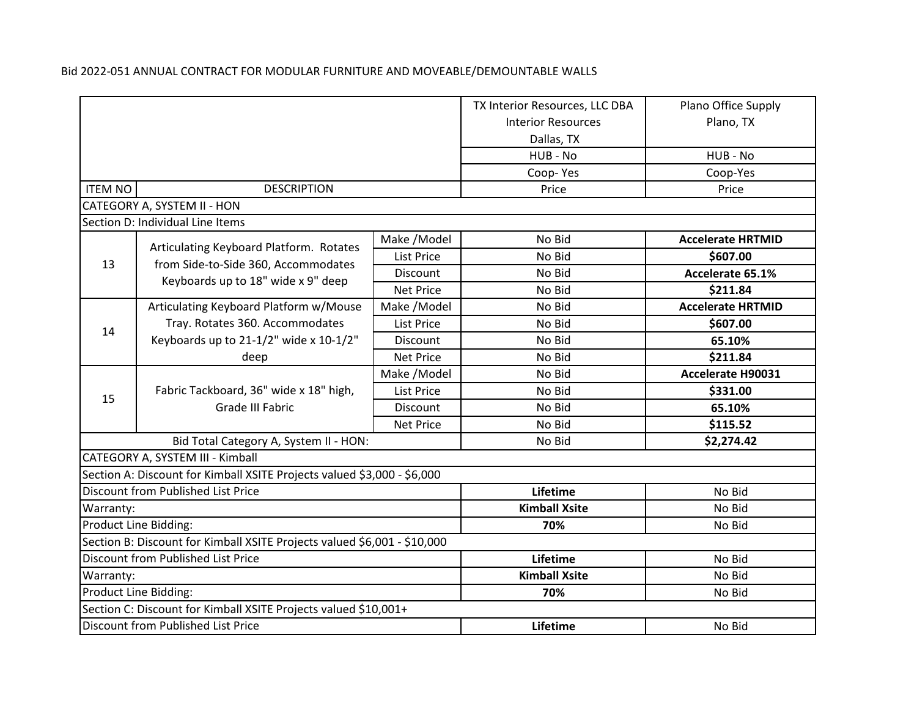Bid 2022-051 ANNUAL CONTRACT FOR MODULAR FURNITURE AND MOVEABLE/DEMOUNTABLE WALLS

| | | | TX Interior Resources, LLC DBA Interior Resources Dallas, TX | Plano Office Supply Plano, TX |
|---|---|---|---|---|
| | | | HUB - No | HUB - No |
| | | | Coop- Yes | Coop-Yes |
| ITEM NO | DESCRIPTION | | Price | Price |
| CATEGORY A, SYSTEM II - HON | | | | |
| Section D: Individual Line Items | | | | |
| 13 | Articulating Keyboard Platform. Rotates from Side-to-Side 360, Accommodates Keyboards up to 18" wide x 9" deep | Make /Model | No Bid | **Accelerate HRTMID** |
| | | List Price | No Bid | **$607.00** |
| | | Discount | No Bid | **Accelerate 65.1%** |
| | | Net Price | No Bid | **$211.84** |
| 14 | Articulating Keyboard Platform w/Mouse Tray. Rotates 360. Accommodates Keyboards up to 21-1/2" wide x 10-1/2" deep | Make /Model | No Bid | **Accelerate HRTMID** |
| | | List Price | No Bid | **$607.00** |
| | | Discount | No Bid | **65.10%** |
| | | Net Price | No Bid | **$211.84** |
| 15 | Fabric Tackboard, 36" wide x 18" high, Grade III Fabric | Make /Model | No Bid | **Accelerate H90031** |
| | | List Price | No Bid | **$331.00** |
| | | Discount | No Bid | **65.10%** |
| | | Net Price | No Bid | **$115.52** |
| Bid Total Category A, System II - HON: | | | No Bid | **$2,274.42** |
| CATEGORY A, SYSTEM III - Kimball | | | | |
| Section A: Discount for Kimball XSITE Projects valued $3,000 - $6,000 | | | | |
| Discount from Published List Price | | | **Lifetime** | No Bid |
| Warranty: | | | **Kimball Xsite** | No Bid |
| Product Line Bidding: | | | **70%** | No Bid |
| Section B: Discount for Kimball XSITE Projects valued $6,001 - $10,000 | | | | |
| Discount from Published List Price | | | **Lifetime** | No Bid |
| Warranty: | | | **Kimball Xsite** | No Bid |
| Product Line Bidding: | | | **70%** | No Bid |
| Section C: Discount for Kimball XSITE Projects valued $10,001+ | | | | |
| Discount from Published List Price | | | **Lifetime** | No Bid |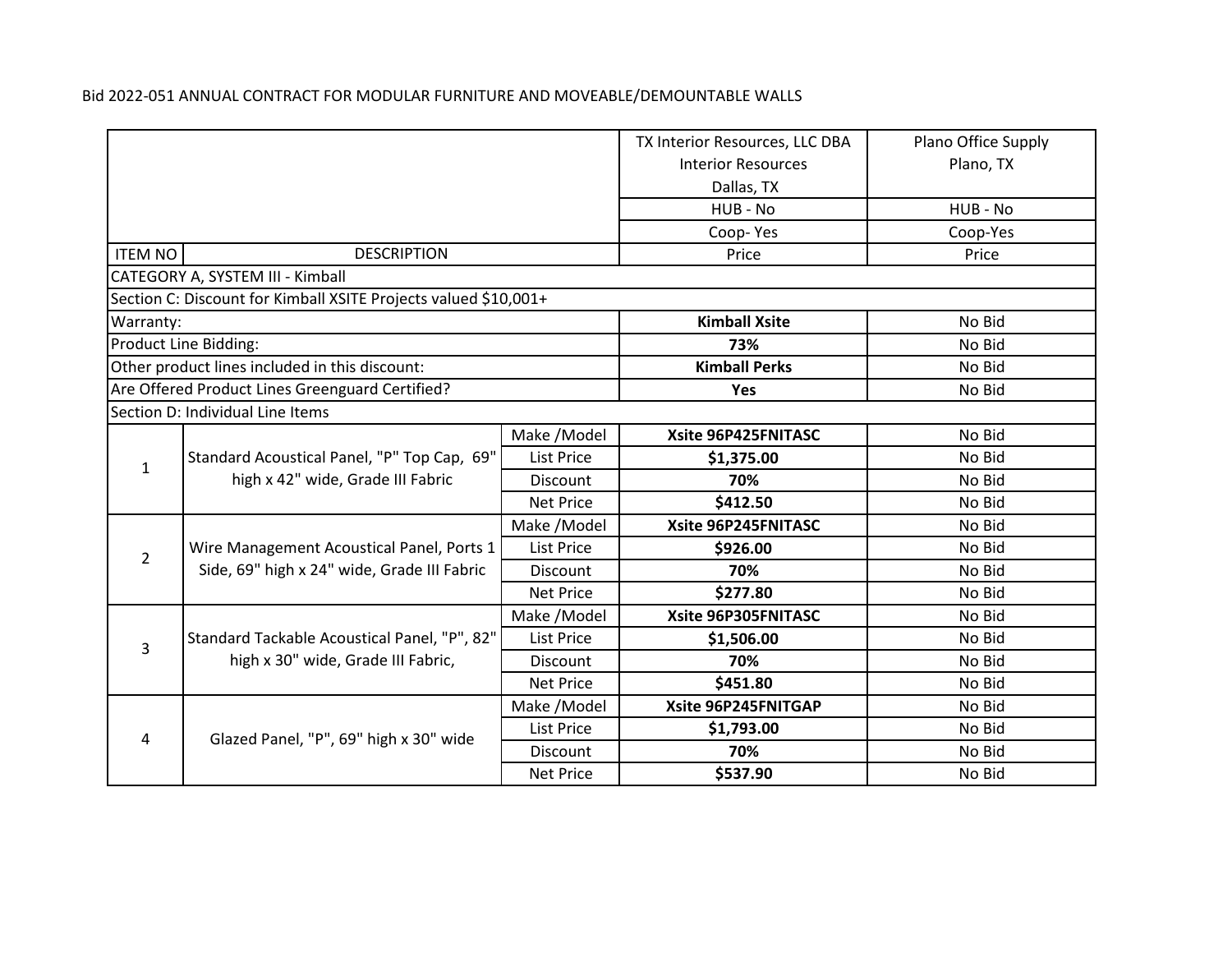Bid 2022-051 ANNUAL CONTRACT FOR MODULAR FURNITURE AND MOVEABLE/DEMOUNTABLE WALLS

| | | | TX Interior Resources, LLC DBA Interior Resources Dallas, TX | Plano Office Supply Plano, TX |
|---|---|---|---|---|
| | | | HUB - No | HUB - No |
| | | | Coop- Yes | Coop-Yes |
| ITEM NO | DESCRIPTION | | Price | Price |
| CATEGORY A, SYSTEM III - Kimball | | | | |
| Section C: Discount for Kimball XSITE Projects valued $10,001+ | | | | |
| Warranty: | | | **Kimball Xsite** | No Bid |
| Product Line Bidding: | | | **73%** | No Bid |
| Other product lines included in this discount: | | | **Kimball Perks** | No Bid |
| Are Offered Product Lines Greenguard Certified? | | | **Yes** | No Bid |
| Section D: Individual Line Items | | | | |
| 1 | Standard Acoustical Panel, "P" Top Cap, 69" high x 42" wide, Grade III Fabric | Make /Model | **Xsite 96P425FNITASC** | No Bid |
| | | List Price | **$1,375.00** | No Bid |
| | | Discount | **70%** | No Bid |
| | | Net Price | **$412.50** | No Bid |
| 2 | Wire Management Acoustical Panel, Ports 1 Side, 69" high x 24" wide, Grade III Fabric | Make /Model | **Xsite 96P245FNITASC** | No Bid |
| | | List Price | **$926.00** | No Bid |
| | | Discount | **70%** | No Bid |
| | | Net Price | **$277.80** | No Bid |
| 3 | Standard Tackable Acoustical Panel, "P", 82" high x 30" wide, Grade III Fabric, | Make /Model | **Xsite 96P305FNITASC** | No Bid |
| | | List Price | **$1,506.00** | No Bid |
| | | Discount | **70%** | No Bid |
| | | Net Price | **$451.80** | No Bid |
| 4 | Glazed Panel, "P", 69" high x 30" wide | Make /Model | **Xsite 96P245FNITGAP** | No Bid |
| | | List Price | **$1,793.00** | No Bid |
| | | Discount | **70%** | No Bid |
| | | Net Price | **$537.90** | No Bid |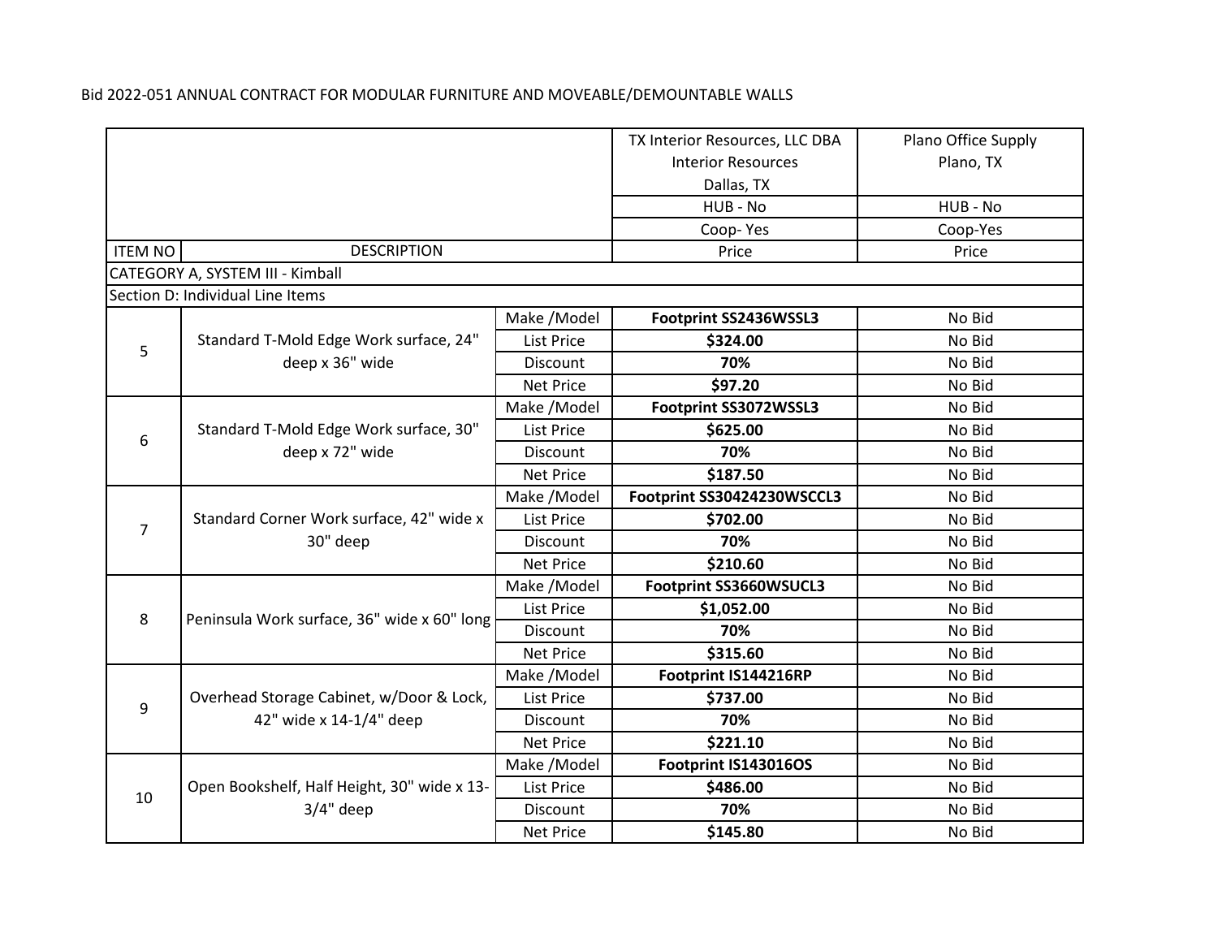Bid 2022-051 ANNUAL CONTRACT FOR MODULAR FURNITURE AND MOVEABLE/DEMOUNTABLE WALLS

| ITEM NO | DESCRIPTION | | TX Interior Resources, LLC DBA Interior Resources Dallas, TX | Plano Office Supply Plano, TX |
|---|---|---|---|---|
| | | | HUB - No | HUB - No |
| | | | Coop- Yes | Coop-Yes |
| ITEM NO | DESCRIPTION | | Price | Price |
| CATEGORY A, SYSTEM III - Kimball | | | | |
| Section D: Individual Line Items | | | | |
| 5 | Standard T-Mold Edge Work surface, 24" deep x 36" wide | Make /Model | **Footprint SS2436WSSL3** | No Bid |
| | | List Price | **$324.00** | No Bid |
| | | Discount | **70%** | No Bid |
| | | Net Price | **$97.20** | No Bid |
| 6 | Standard T-Mold Edge Work surface, 30" deep x 72" wide | Make /Model | **Footprint SS3072WSSL3** | No Bid |
| | | List Price | **$625.00** | No Bid |
| | | Discount | **70%** | No Bid |
| | | Net Price | **$187.50** | No Bid |
| 7 | Standard Corner Work surface, 42" wide x 30" deep | Make /Model | **Footprint SS30424230WSCCL3** | No Bid |
| | | List Price | **$702.00** | No Bid |
| | | Discount | **70%** | No Bid |
| | | Net Price | **$210.60** | No Bid |
| 8 | Peninsula Work surface, 36" wide x 60" long | Make /Model | **Footprint SS3660WSUCL3** | No Bid |
| | | List Price | **$1,052.00** | No Bid |
| | | Discount | **70%** | No Bid |
| | | Net Price | **$315.60** | No Bid |
| 9 | Overhead Storage Cabinet, w/Door & Lock, 42" wide x 14-1/4" deep | Make /Model | **Footprint IS144216RP** | No Bid |
| | | List Price | **$737.00** | No Bid |
| | | Discount | **70%** | No Bid |
| | | Net Price | **$221.10** | No Bid |
| 10 | Open Bookshelf, Half Height, 30" wide x 13-3/4" deep | Make /Model | **Footprint IS143016OS** | No Bid |
| | | List Price | **$486.00** | No Bid |
| | | Discount | **70%** | No Bid |
| | | Net Price | **$145.80** | No Bid |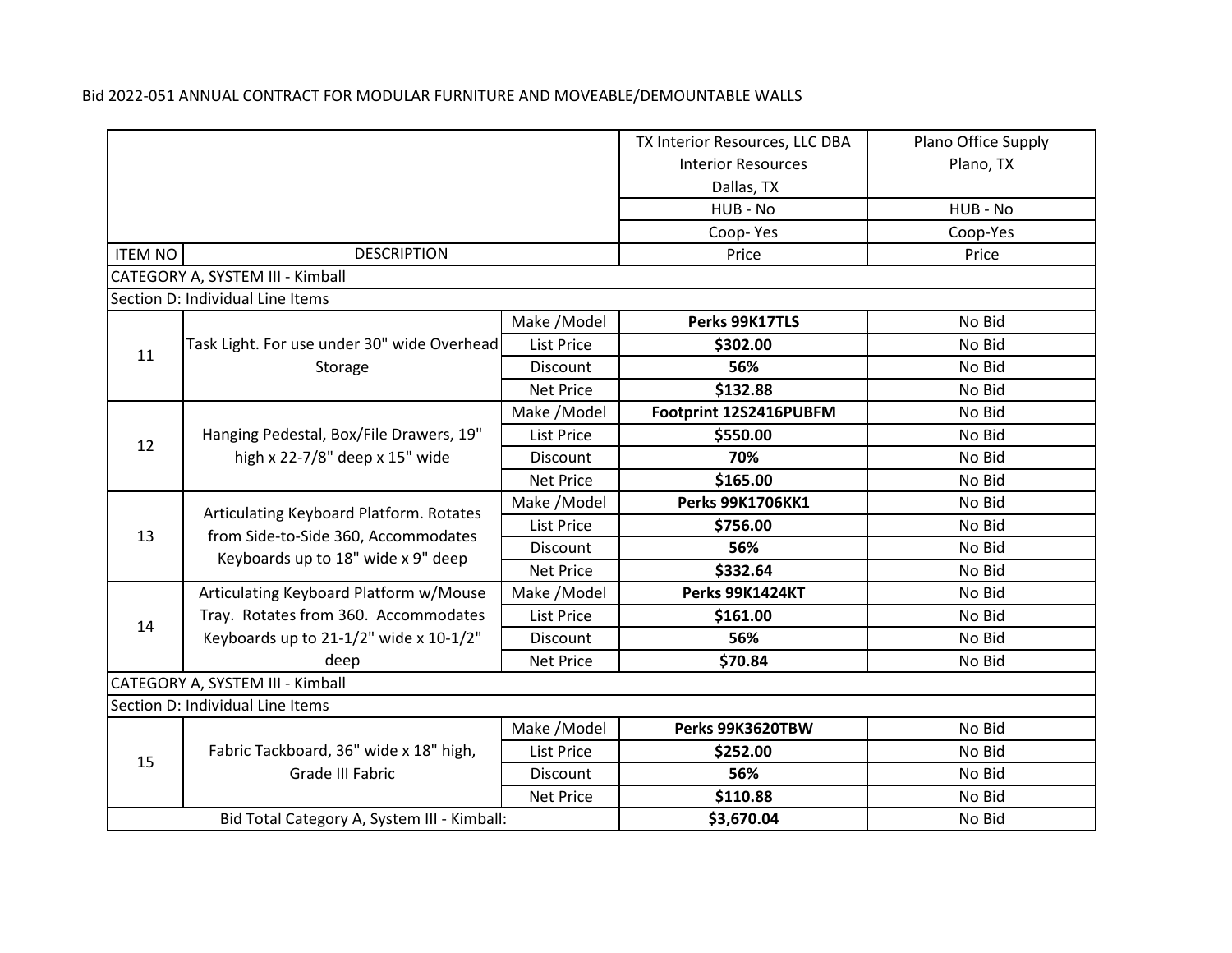Bid 2022-051 ANNUAL CONTRACT FOR MODULAR FURNITURE AND MOVEABLE/DEMOUNTABLE WALLS

| | | | TX Interior Resources, LLC DBA Interior Resources Dallas, TX | Plano Office Supply Plano, TX |
|---|---|---|---|---|
| | | | HUB - No | HUB - No |
| | | | Coop- Yes | Coop-Yes |
| ITEM NO | DESCRIPTION | | Price | Price |
| CATEGORY A, SYSTEM III - Kimball | | | | |
| Section D: Individual Line Items | | | | |
| 11 | Task Light. For use under 30" wide Overhead Storage | Make /Model | **Perks 99K17TLS** | No Bid |
| | | List Price | **$302.00** | No Bid |
| | | Discount | **56%** | No Bid |
| | | Net Price | **$132.88** | No Bid |
| 12 | Hanging Pedestal, Box/File Drawers, 19" high x 22-7/8" deep x 15" wide | Make /Model | **Footprint 12S2416PUBFM** | No Bid |
| | | List Price | **$550.00** | No Bid |
| | | Discount | **70%** | No Bid |
| | | Net Price | **$165.00** | No Bid |
| 13 | Articulating Keyboard Platform. Rotates from Side-to-Side 360, Accommodates Keyboards up to 18" wide x 9" deep | Make /Model | **Perks 99K1706KK1** | No Bid |
| | | List Price | **$756.00** | No Bid |
| | | Discount | **56%** | No Bid |
| | | Net Price | **$332.64** | No Bid |
| 14 | Articulating Keyboard Platform w/Mouse Tray. Rotates from 360. Accommodates Keyboards up to 21-1/2" wide x 10-1/2" deep | Make /Model | **Perks 99K1424KT** | No Bid |
| | | List Price | **$161.00** | No Bid |
| | | Discount | **56%** | No Bid |
| | | Net Price | **$70.84** | No Bid |
| CATEGORY A, SYSTEM III - Kimball | | | | |
| Section D: Individual Line Items | | | | |
| 15 | Fabric Tackboard, 36" wide x 18" high, Grade III Fabric | Make /Model | **Perks 99K3620TBW** | No Bid |
| | | List Price | **$252.00** | No Bid |
| | | Discount | **56%** | No Bid |
| | | Net Price | **$110.88** | No Bid |
| Bid Total Category A, System III - Kimball: | | | **$3,670.04** | No Bid |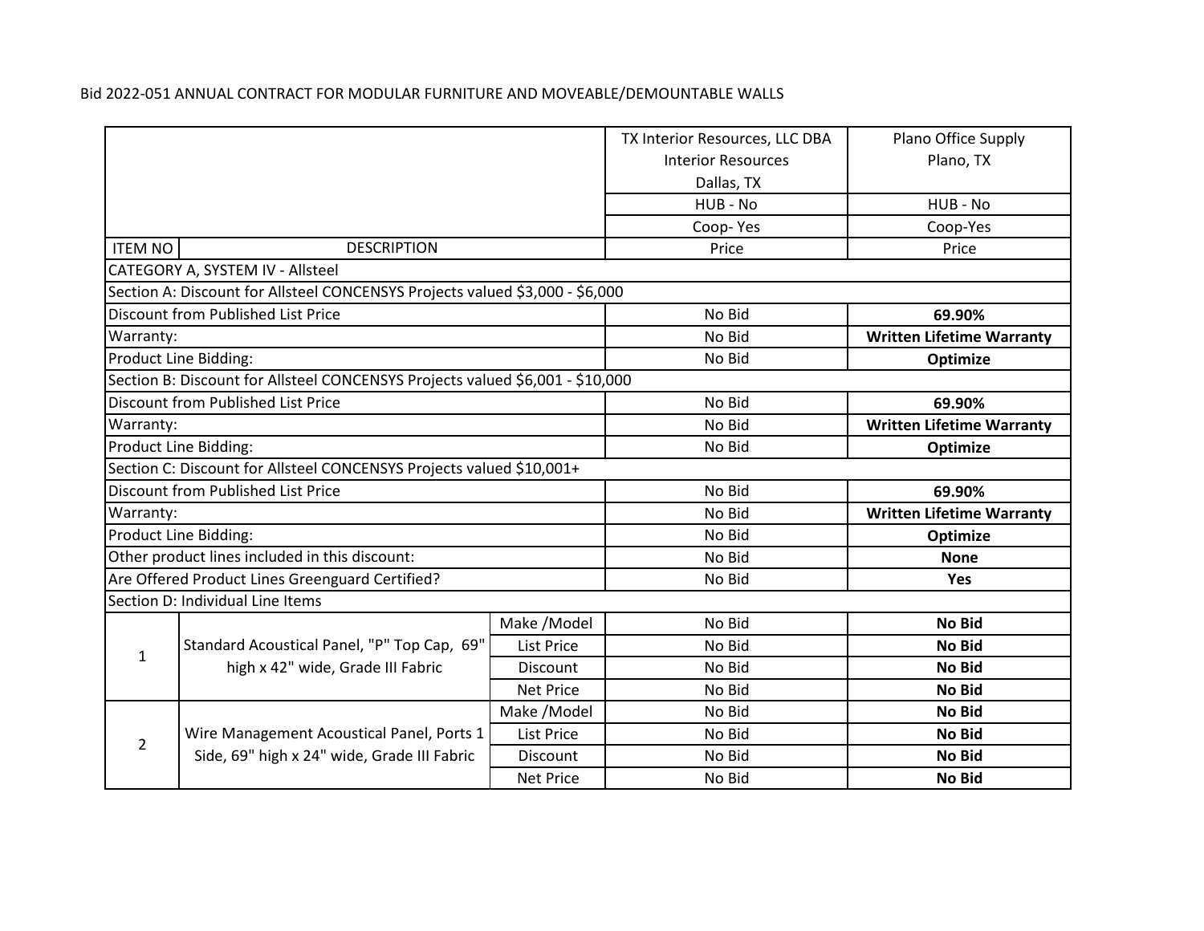Bid 2022-051 ANNUAL CONTRACT FOR MODULAR FURNITURE AND MOVEABLE/DEMOUNTABLE WALLS

| | | | TX Interior Resources, LLC DBA Interior Resources Dallas, TX | Plano Office Supply Plano, TX |
|---|---|---|---|---|
| | | | HUB - No | HUB - No |
| | | | Coop- Yes | Coop-Yes |
| ITEM NO | DESCRIPTION | | Price | Price |
| CATEGORY A, SYSTEM IV - Allsteel | | | | |
| Section A: Discount for Allsteel CONCENSYS Projects valued $3,000 - $6,000 | | | | |
| Discount from Published List Price | | | No Bid | **69.90%** |
| Warranty: | | | No Bid | **Written Lifetime Warranty** |
| Product Line Bidding: | | | No Bid | **Optimize** |
| Section B: Discount for Allsteel CONCENSYS Projects valued $6,001 - $10,000 | | | | |
| Discount from Published List Price | | | No Bid | **69.90%** |
| Warranty: | | | No Bid | **Written Lifetime Warranty** |
| Product Line Bidding: | | | No Bid | **Optimize** |
| Section C: Discount for Allsteel CONCENSYS Projects valued $10,001+ | | | | |
| Discount from Published List Price | | | No Bid | **69.90%** |
| Warranty: | | | No Bid | **Written Lifetime Warranty** |
| Product Line Bidding: | | | No Bid | **Optimize** |
| Other product lines included in this discount: | | | No Bid | **None** |
| Are Offered Product Lines Greenguard Certified? | | | No Bid | **Yes** |
| Section D: Individual Line Items | | | | |
| 1 | Standard Acoustical Panel, "P" Top Cap, 69" high x 42" wide, Grade III Fabric | Make /Model | No Bid | **No Bid** |
| | | List Price | No Bid | **No Bid** |
| | | Discount | No Bid | **No Bid** |
| | | Net Price | No Bid | **No Bid** |
| 2 | Wire Management Acoustical Panel, Ports 1 Side, 69" high x 24" wide, Grade III Fabric | Make /Model | No Bid | **No Bid** |
| | | List Price | No Bid | **No Bid** |
| | | Discount | No Bid | **No Bid** |
| | | Net Price | No Bid | **No Bid** |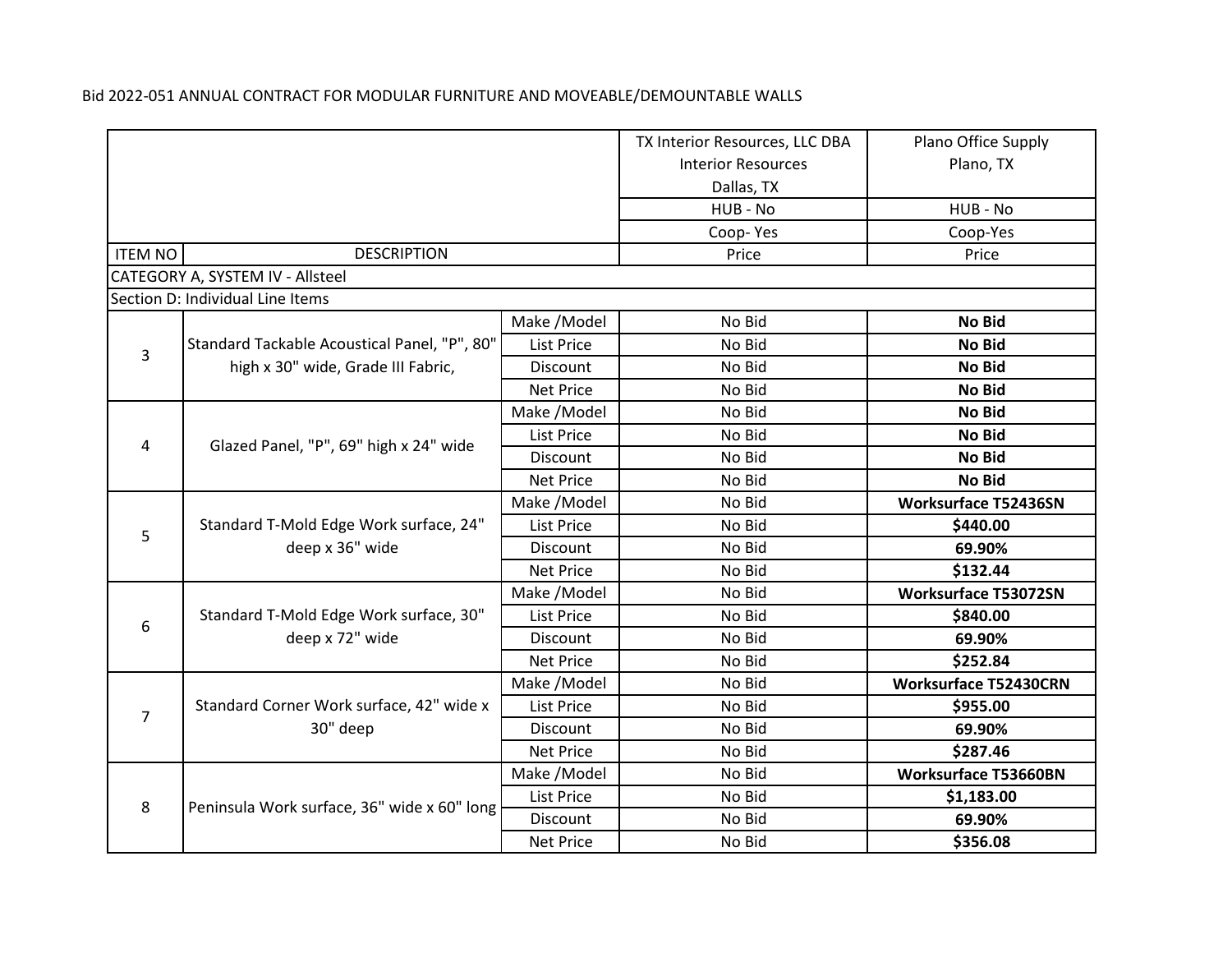Bid 2022-051 ANNUAL CONTRACT FOR MODULAR FURNITURE AND MOVEABLE/DEMOUNTABLE WALLS

| | | | TX Interior Resources, LLC DBA Interior Resources Dallas, TX | Plano Office Supply Plano, TX |
|---|---|---|---|---|
| | | | HUB - No | HUB - No |
| | | | Coop- Yes | Coop-Yes |
| ITEM NO | DESCRIPTION | | Price | Price |
| CATEGORY A, SYSTEM IV - Allsteel | | | | |
| Section D: Individual Line Items | | | | |
| 3 | Standard Tackable Acoustical Panel, "P", 80" high x 30" wide, Grade III Fabric, | Make /Model | No Bid | **No Bid** |
| | | List Price | No Bid | **No Bid** |
| | | Discount | No Bid | **No Bid** |
| | | Net Price | No Bid | **No Bid** |
| 4 | Glazed Panel, "P", 69" high x 24" wide | Make /Model | No Bid | **No Bid** |
| | | List Price | No Bid | **No Bid** |
| | | Discount | No Bid | **No Bid** |
| | | Net Price | No Bid | **No Bid** |
| 5 | Standard T-Mold Edge Work surface, 24" deep x 36" wide | Make /Model | No Bid | **Worksurface T52436SN** |
| | | List Price | No Bid | **$440.00** |
| | | Discount | No Bid | **69.90%** |
| | | Net Price | No Bid | **$132.44** |
| 6 | Standard T-Mold Edge Work surface, 30" deep x 72" wide | Make /Model | No Bid | **Worksurface T53072SN** |
| | | List Price | No Bid | **$840.00** |
| | | Discount | No Bid | **69.90%** |
| | | Net Price | No Bid | **$252.84** |
| 7 | Standard Corner Work surface, 42" wide x 30" deep | Make /Model | No Bid | **Worksurface T52430CRN** |
| | | List Price | No Bid | **$955.00** |
| | | Discount | No Bid | **69.90%** |
| | | Net Price | No Bid | **$287.46** |
| 8 | Peninsula Work surface, 36" wide x 60" long | Make /Model | No Bid | **Worksurface T53660BN** |
| | | List Price | No Bid | **$1,183.00** |
| | | Discount | No Bid | **69.90%** |
| | | Net Price | No Bid | **$356.08** |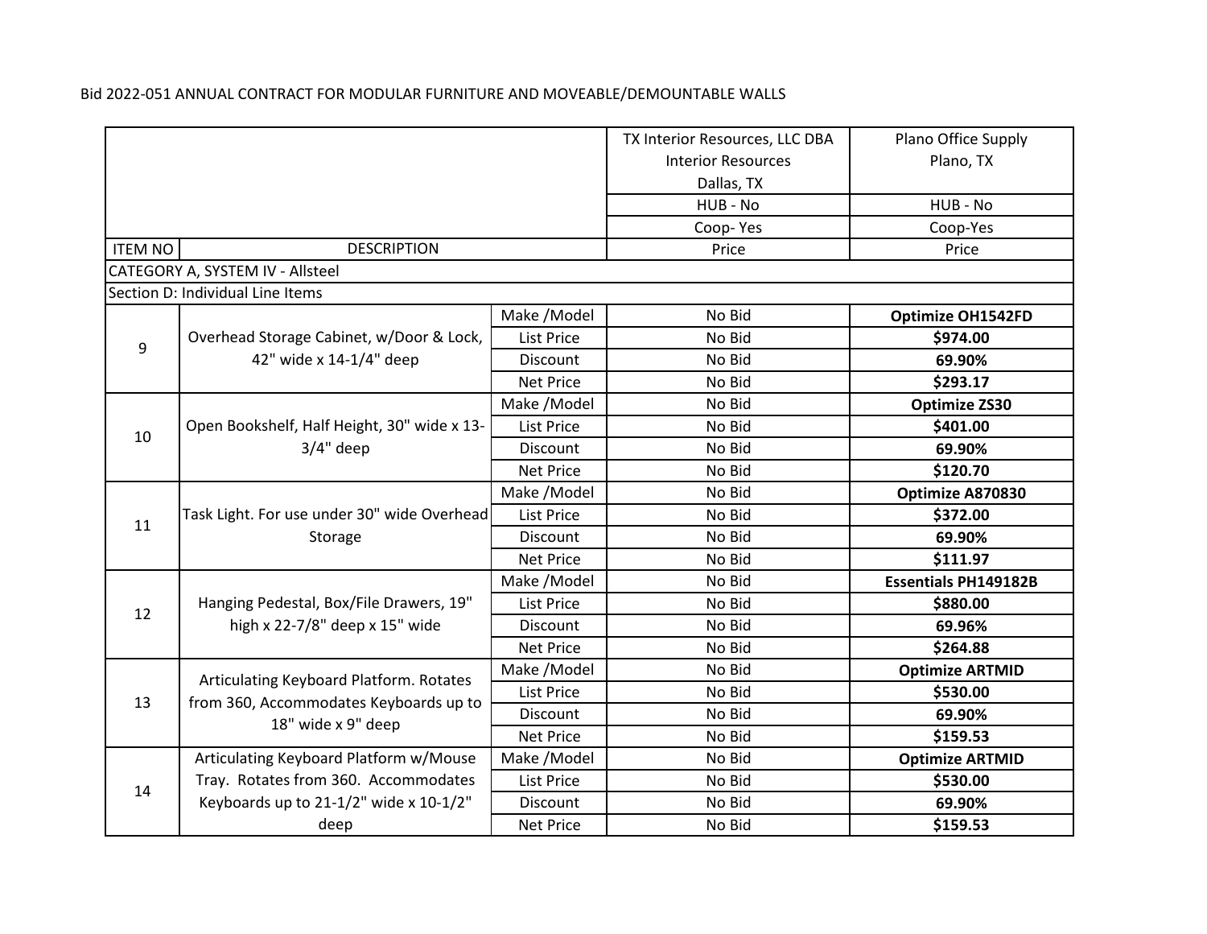Bid 2022-051 ANNUAL CONTRACT FOR MODULAR FURNITURE AND MOVEABLE/DEMOUNTABLE WALLS

| | | | TX Interior Resources, LLC DBA Interior Resources Dallas, TX | Plano Office Supply Plano, TX |
|---|---|---|---|---|
| | | | HUB - No | HUB - No |
| | | | Coop- Yes | Coop-Yes |
| ITEM NO | DESCRIPTION | | Price | Price |
| CATEGORY A, SYSTEM IV - Allsteel | | | | |
| Section D: Individual Line Items | | | | |
| 9 | Overhead Storage Cabinet, w/Door & Lock, 42" wide x 14-1/4" deep | Make /Model | No Bid | **Optimize OH1542FD** |
| | | List Price | No Bid | **$974.00** |
| | | Discount | No Bid | **69.90%** |
| | | Net Price | No Bid | **$293.17** |
| 10 | Open Bookshelf, Half Height, 30" wide x 13-3/4" deep | Make /Model | No Bid | **Optimize ZS30** |
| | | List Price | No Bid | **$401.00** |
| | | Discount | No Bid | **69.90%** |
| | | Net Price | No Bid | **$120.70** |
| 11 | Task Light. For use under 30" wide Overhead Storage | Make /Model | No Bid | **Optimize A870830** |
| | | List Price | No Bid | **$372.00** |
| | | Discount | No Bid | **69.90%** |
| | | Net Price | No Bid | **$111.97** |
| 12 | Hanging Pedestal, Box/File Drawers, 19" high x 22-7/8" deep x 15" wide | Make /Model | No Bid | **Essentials PH149182B** |
| | | List Price | No Bid | **$880.00** |
| | | Discount | No Bid | **69.96%** |
| | | Net Price | No Bid | **$264.88** |
| 13 | Articulating Keyboard Platform. Rotates from 360, Accommodates Keyboards up to 18" wide x 9" deep | Make /Model | No Bid | **Optimize ARTMID** |
| | | List Price | No Bid | **$530.00** |
| | | Discount | No Bid | **69.90%** |
| | | Net Price | No Bid | **$159.53** |
| 14 | Articulating Keyboard Platform w/Mouse Tray. Rotates from 360. Accommodates Keyboards up to 21-1/2" wide x 10-1/2" deep | Make /Model | No Bid | **Optimize ARTMID** |
| | | List Price | No Bid | **$530.00** |
| | | Discount | No Bid | **69.90%** |
| | | Net Price | No Bid | **$159.53** |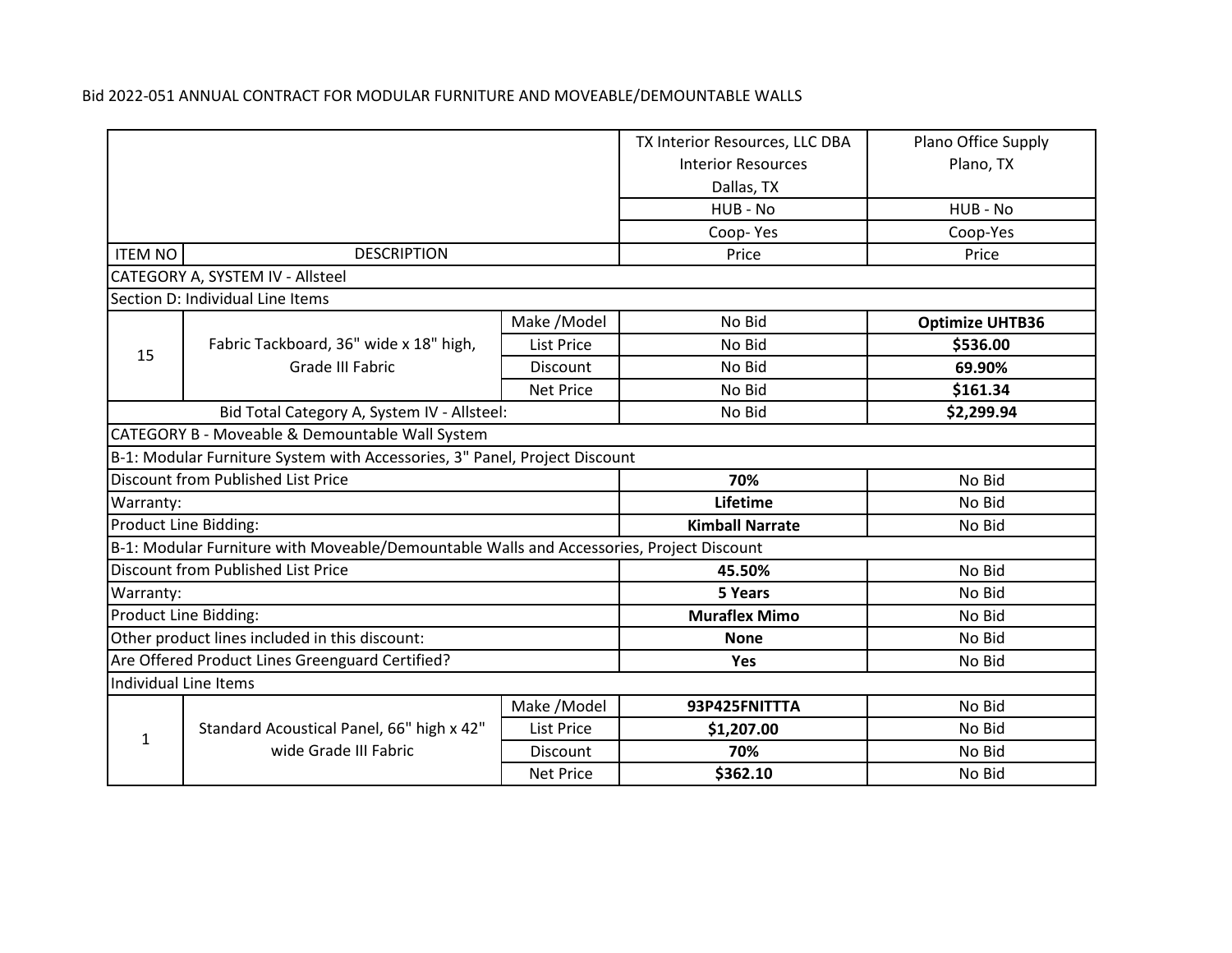Bid 2022-051 ANNUAL CONTRACT FOR MODULAR FURNITURE AND MOVEABLE/DEMOUNTABLE WALLS

| | | | TX Interior Resources, LLC DBA Interior Resources Dallas, TX | Plano Office Supply Plano, TX |
|---|---|---|---|---|
| | | | HUB - No | HUB - No |
| | | | Coop- Yes | Coop-Yes |
| ITEM NO | DESCRIPTION | | Price | Price |
| CATEGORY A, SYSTEM IV - Allsteel | | | | |
| Section D: Individual Line Items | | | | |
| 15 | Fabric Tackboard, 36" wide x 18" high, Grade III Fabric | Make /Model | No Bid | **Optimize UHTB36** |
| | | List Price | No Bid | **$536.00** |
| | | Discount | No Bid | **69.90%** |
| | | Net Price | No Bid | **$161.34** |
| Bid Total Category A, System IV - Allsteel: | | | No Bid | **$2,299.94** |
| CATEGORY B - Moveable & Demountable Wall System | | | | |
| B-1: Modular Furniture System with Accessories, 3" Panel, Project Discount | | | | |
| Discount from Published List Price | | | **70%** | No Bid |
| Warranty: | | | **Lifetime** | No Bid |
| Product Line Bidding: | | | **Kimball Narrate** | No Bid |
| B-1: Modular Furniture with Moveable/Demountable Walls and Accessories, Project Discount | | | | |
| Discount from Published List Price | | | **45.50%** | No Bid |
| Warranty: | | | **5 Years** | No Bid |
| Product Line Bidding: | | | **Muraflex Mimo** | No Bid |
| Other product lines included in this discount: | | | **None** | No Bid |
| Are Offered Product Lines Greenguard Certified? | | | **Yes** | No Bid |
| Individual Line Items | | | | |
| 1 | Standard Acoustical Panel, 66" high x 42" wide Grade III Fabric | Make /Model | **93P425FNITTTA** | No Bid |
| | | List Price | **$1,207.00** | No Bid |
| | | Discount | **70%** | No Bid |
| | | Net Price | **$362.10** | No Bid |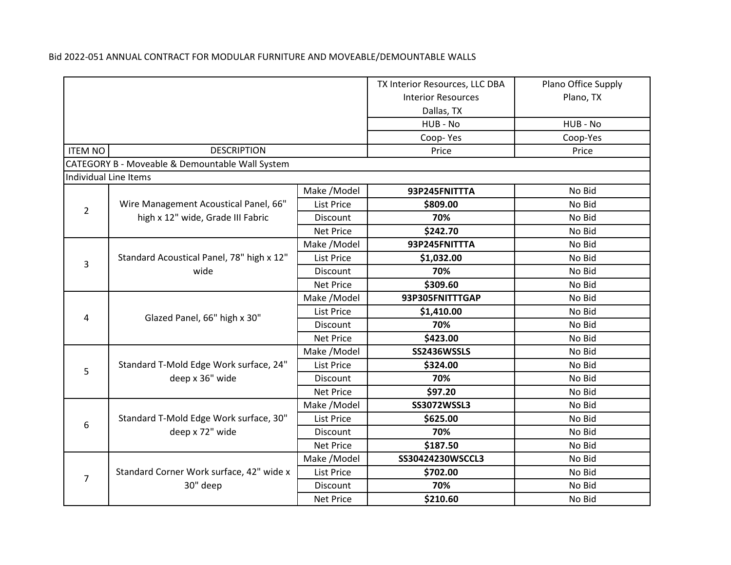Bid 2022-051 ANNUAL CONTRACT FOR MODULAR FURNITURE AND MOVEABLE/DEMOUNTABLE WALLS

| ITEM NO | DESCRIPTION | | TX Interior Resources, LLC DBA Interior Resources Dallas, TX | Plano Office Supply Plano, TX |
|---|---|---|---|---|
| | | | HUB - No | HUB - No |
| | | | Coop- Yes | Coop-Yes |
| ITEM NO | DESCRIPTION | | Price | Price |
| CATEGORY B - Moveable & Demountable Wall System | | | | |
| Individual Line Items | | | | |
| 2 | Wire Management Acoustical Panel, 66" high x 12" wide, Grade III Fabric | Make /Model | **93P245FNITTTA** | No Bid |
| | | List Price | **$809.00** | No Bid |
| | | Discount | **70%** | No Bid |
| | | Net Price | **$242.70** | No Bid |
| 3 | Standard Acoustical Panel, 78" high x 12" wide | Make /Model | **93P245FNITTTA** | No Bid |
| | | List Price | **$1,032.00** | No Bid |
| | | Discount | **70%** | No Bid |
| | | Net Price | **$309.60** | No Bid |
| 4 | Glazed Panel, 66" high x 30" | Make /Model | **93P305FNITTTGAP** | No Bid |
| | | List Price | **$1,410.00** | No Bid |
| | | Discount | **70%** | No Bid |
| | | Net Price | **$423.00** | No Bid |
| 5 | Standard T-Mold Edge Work surface, 24" deep x 36" wide | Make /Model | **SS2436WSSLS** | No Bid |
| | | List Price | **$324.00** | No Bid |
| | | Discount | **70%** | No Bid |
| | | Net Price | **$97.20** | No Bid |
| 6 | Standard T-Mold Edge Work surface, 30" deep x 72" wide | Make /Model | **SS3072WSSL3** | No Bid |
| | | List Price | **$625.00** | No Bid |
| | | Discount | **70%** | No Bid |
| | | Net Price | **$187.50** | No Bid |
| 7 | Standard Corner Work surface, 42" wide x 30" deep | Make /Model | **SS30424230WSCCL3** | No Bid |
| | | List Price | **$702.00** | No Bid |
| | | Discount | **70%** | No Bid |
| | | Net Price | **$210.60** | No Bid |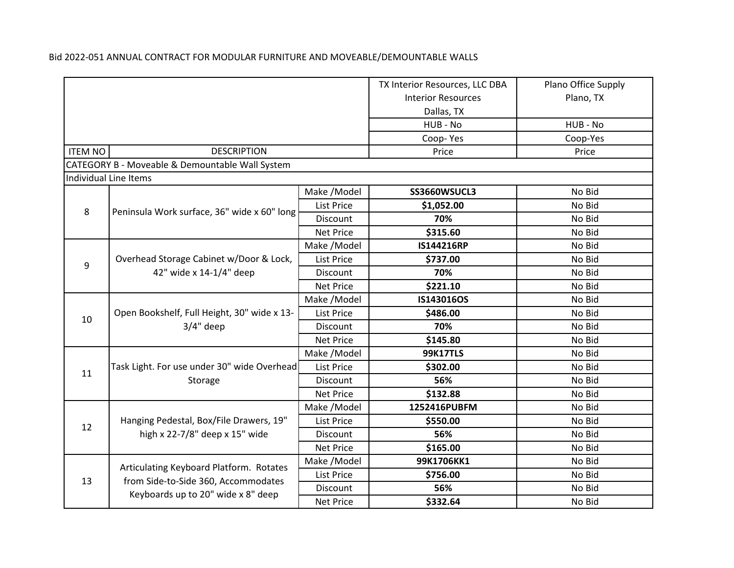Bid 2022-051 ANNUAL CONTRACT FOR MODULAR FURNITURE AND MOVEABLE/DEMOUNTABLE WALLS

| | | | TX Interior Resources, LLC DBA Interior Resources Dallas, TX | Plano Office Supply Plano, TX |
|---|---|---|---|---|
| | | | HUB - No | HUB - No |
| | | | Coop- Yes | Coop-Yes |
| ITEM NO | DESCRIPTION | | Price | Price |
| CATEGORY B - Moveable & Demountable Wall System | | | | |
| Individual Line Items | | | | |
| 8 | Peninsula Work surface, 36" wide x 60" long | Make /Model | **SS3660WSUCL3** | No Bid |
| | | List Price | **$1,052.00** | No Bid |
| | | Discount | **70%** | No Bid |
| | | Net Price | **$315.60** | No Bid |
| 9 | Overhead Storage Cabinet w/Door & Lock, 42" wide x 14-1/4" deep | Make /Model | **IS144216RP** | No Bid |
| | | List Price | **$737.00** | No Bid |
| | | Discount | **70%** | No Bid |
| | | Net Price | **$221.10** | No Bid |
| 10 | Open Bookshelf, Full Height, 30" wide x 13-3/4" deep | Make /Model | **IS143016OS** | No Bid |
| | | List Price | **$486.00** | No Bid |
| | | Discount | **70%** | No Bid |
| | | Net Price | **$145.80** | No Bid |
| 11 | Task Light. For use under 30" wide Overhead Storage | Make /Model | **99K17TLS** | No Bid |
| | | List Price | **$302.00** | No Bid |
| | | Discount | **56%** | No Bid |
| | | Net Price | **$132.88** | No Bid |
| 12 | Hanging Pedestal, Box/File Drawers, 19" high x 22-7/8" deep x 15" wide | Make /Model | **1252416PUBFM** | No Bid |
| | | List Price | **$550.00** | No Bid |
| | | Discount | **56%** | No Bid |
| | | Net Price | **$165.00** | No Bid |
| 13 | Articulating Keyboard Platform. Rotates from Side-to-Side 360, Accommodates Keyboards up to 20" wide x 8" deep | Make /Model | **99K1706KK1** | No Bid |
| | | List Price | **$756.00** | No Bid |
| | | Discount | **56%** | No Bid |
| | | Net Price | **$332.64** | No Bid |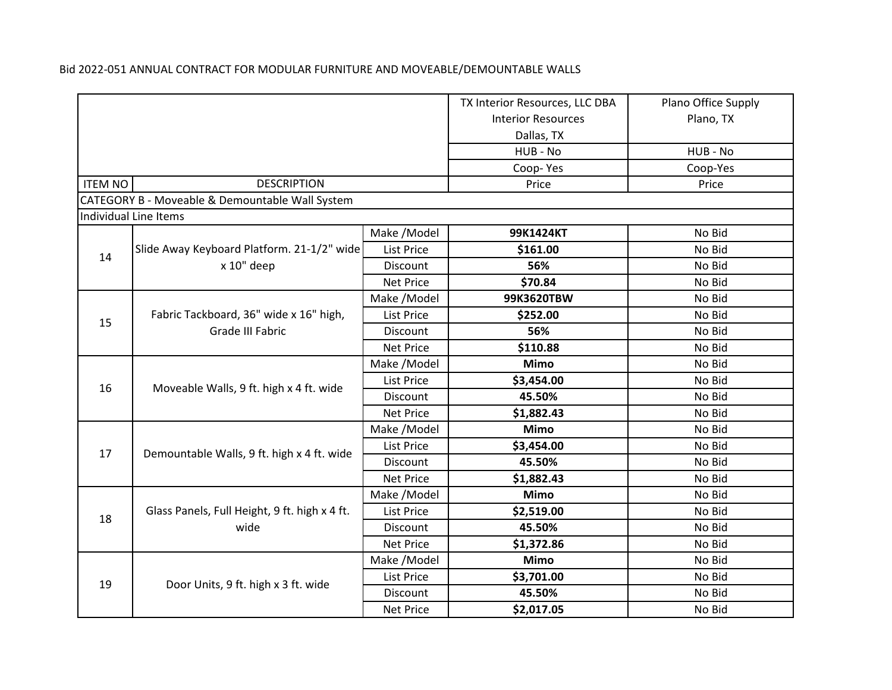Bid 2022-051 ANNUAL CONTRACT FOR MODULAR FURNITURE AND MOVEABLE/DEMOUNTABLE WALLS

| | | | TX Interior Resources, LLC DBA Interior Resources Dallas, TX | Plano Office Supply Plano, TX |
|---|---|---|---|---|
| | | | HUB - No | HUB - No |
| | | | Coop- Yes | Coop-Yes |
| ITEM NO | DESCRIPTION | | Price | Price |
| CATEGORY B - Moveable & Demountable Wall System | | | | |
| Individual Line Items | | | | |
| 14 | Slide Away Keyboard Platform. 21-1/2" wide x 10" deep | Make /Model | **99K1424KT** | No Bid |
| | | List Price | **$161.00** | No Bid |
| | | Discount | **56%** | No Bid |
| | | Net Price | **$70.84** | No Bid |
| 15 | Fabric Tackboard, 36" wide x 16" high, Grade III Fabric | Make /Model | **99K3620TBW** | No Bid |
| | | List Price | **$252.00** | No Bid |
| | | Discount | **56%** | No Bid |
| | | Net Price | **$110.88** | No Bid |
| 16 | Moveable Walls, 9 ft. high x 4 ft. wide | Make /Model | **Mimo** | No Bid |
| | | List Price | **$3,454.00** | No Bid |
| | | Discount | **45.50%** | No Bid |
| | | Net Price | **$1,882.43** | No Bid |
| 17 | Demountable Walls, 9 ft. high x 4 ft. wide | Make /Model | **Mimo** | No Bid |
| | | List Price | **$3,454.00** | No Bid |
| | | Discount | **45.50%** | No Bid |
| | | Net Price | **$1,882.43** | No Bid |
| 18 | Glass Panels, Full Height, 9 ft. high x 4 ft. wide | Make /Model | **Mimo** | No Bid |
| | | List Price | **$2,519.00** | No Bid |
| | | Discount | **45.50%** | No Bid |
| | | Net Price | **$1,372.86** | No Bid |
| 19 | Door Units, 9 ft. high x 3 ft. wide | Make /Model | **Mimo** | No Bid |
| | | List Price | **$3,701.00** | No Bid |
| | | Discount | **45.50%** | No Bid |
| | | Net Price | **$2,017.05** | No Bid |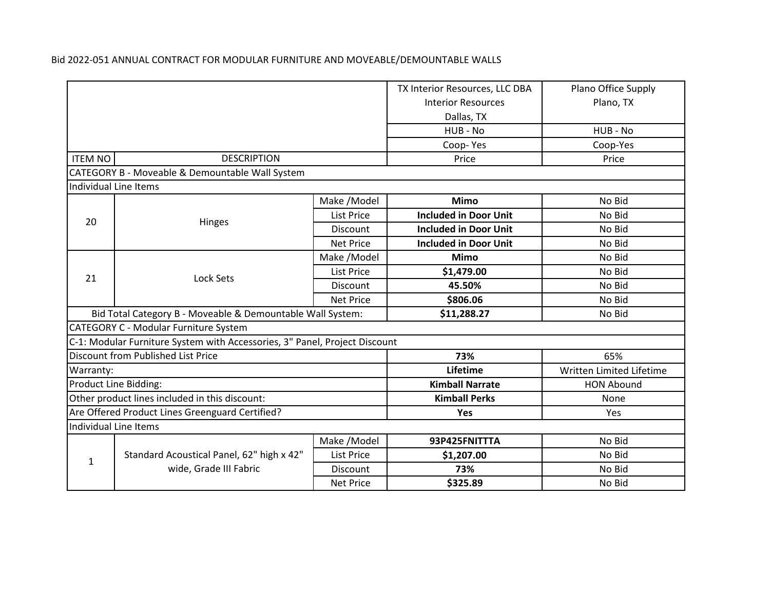Bid 2022-051 ANNUAL CONTRACT FOR MODULAR FURNITURE AND MOVEABLE/DEMOUNTABLE WALLS

| | | | TX Interior Resources, LLC DBA Interior Resources Dallas, TX | Plano Office Supply Plano, TX |
|---|---|---|---|---|
| | | | HUB - No | HUB - No |
| | | | Coop- Yes | Coop-Yes |
| ITEM NO | DESCRIPTION | | Price | Price |
| CATEGORY B - Moveable & Demountable Wall System | | | | |
| Individual Line Items | | | | |
| 20 | Hinges | Make /Model | **Mimo** | No Bid |
| | | List Price | **Included in Door Unit** | No Bid |
| | | Discount | **Included in Door Unit** | No Bid |
| | | Net Price | **Included in Door Unit** | No Bid |
| 21 | Lock Sets | Make /Model | **Mimo** | No Bid |
| | | List Price | **$1,479.00** | No Bid |
| | | Discount | **45.50%** | No Bid |
| | | Net Price | **$806.06** | No Bid |
| Bid Total Category B - Moveable & Demountable Wall System: | | | **$11,288.27** | No Bid |
| CATEGORY C - Modular Furniture System | | | | |
| C-1: Modular Furniture System with Accessories, 3" Panel, Project Discount | | | | |
| Discount from Published List Price | | | **73%** | 65% |
| Warranty: | | | **Lifetime** | Written Limited Lifetime |
| Product Line Bidding: | | | **Kimball Narrate** | HON Abound |
| Other product lines included in this discount: | | | **Kimball Perks** | None |
| Are Offered Product Lines Greenguard Certified? | | | **Yes** | Yes |
| Individual Line Items | | | | |
| 1 | Standard Acoustical Panel, 62" high x 42" wide, Grade III Fabric | Make /Model | **93P425FNITTTA** | No Bid |
| | | List Price | **$1,207.00** | No Bid |
| | | Discount | **73%** | No Bid |
| | | Net Price | **$325.89** | No Bid |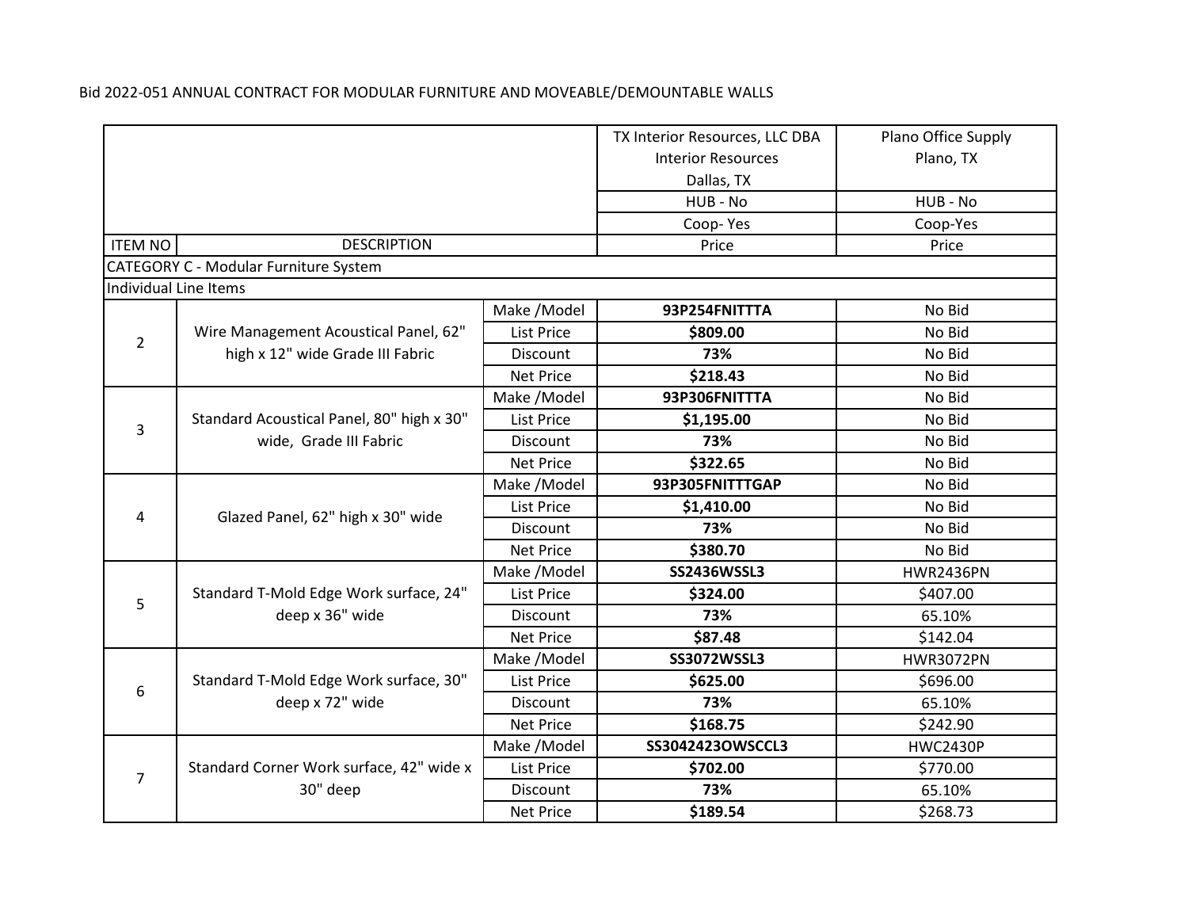Bid 2022-051 ANNUAL CONTRACT FOR MODULAR FURNITURE AND MOVEABLE/DEMOUNTABLE WALLS

| | | | TX Interior Resources, LLC DBA Interior Resources Dallas, TX | Plano Office Supply Plano, TX |
|---|---|---|---|---|
| | | | HUB - No | HUB - No |
| | | | Coop- Yes | Coop-Yes |
| ITEM NO | DESCRIPTION | | Price | Price |
| CATEGORY C - Modular Furniture System | | | | |
| Individual Line Items | | | | |
| 2 | Wire Management Acoustical Panel, 62" high x 12" wide Grade III Fabric | Make /Model | **93P254FNITTTA** | No Bid |
| | | List Price | **$809.00** | No Bid |
| | | Discount | **73%** | No Bid |
| | | Net Price | **$218.43** | No Bid |
| 3 | Standard Acoustical Panel, 80" high x 30" wide, Grade III Fabric | Make /Model | **93P306FNITTTA** | No Bid |
| | | List Price | **$1,195.00** | No Bid |
| | | Discount | **73%** | No Bid |
| | | Net Price | **$322.65** | No Bid |
| 4 | Glazed Panel, 62" high x 30" wide | Make /Model | **93P305FNITTTGAP** | No Bid |
| | | List Price | **$1,410.00** | No Bid |
| | | Discount | **73%** | No Bid |
| | | Net Price | **$380.70** | No Bid |
| 5 | Standard T-Mold Edge Work surface, 24" deep x 36" wide | Make /Model | **SS2436WSSL3** | HWR2436PN |
| | | List Price | **$324.00** | $407.00 |
| | | Discount | **73%** | 65.10% |
| | | Net Price | **$87.48** | $142.04 |
| 6 | Standard T-Mold Edge Work surface, 30" deep x 72" wide | Make /Model | **SS3072WSSL3** | HWR3072PN |
| | | List Price | **$625.00** | $696.00 |
| | | Discount | **73%** | 65.10% |
| | | Net Price | **$168.75** | $242.90 |
| 7 | Standard Corner Work surface, 42" wide x 30" deep | Make /Model | **SS3042423OWSCCL3** | HWC2430P |
| | | List Price | **$702.00** | $770.00 |
| | | Discount | **73%** | 65.10% |
| | | Net Price | **$189.54** | $268.73 |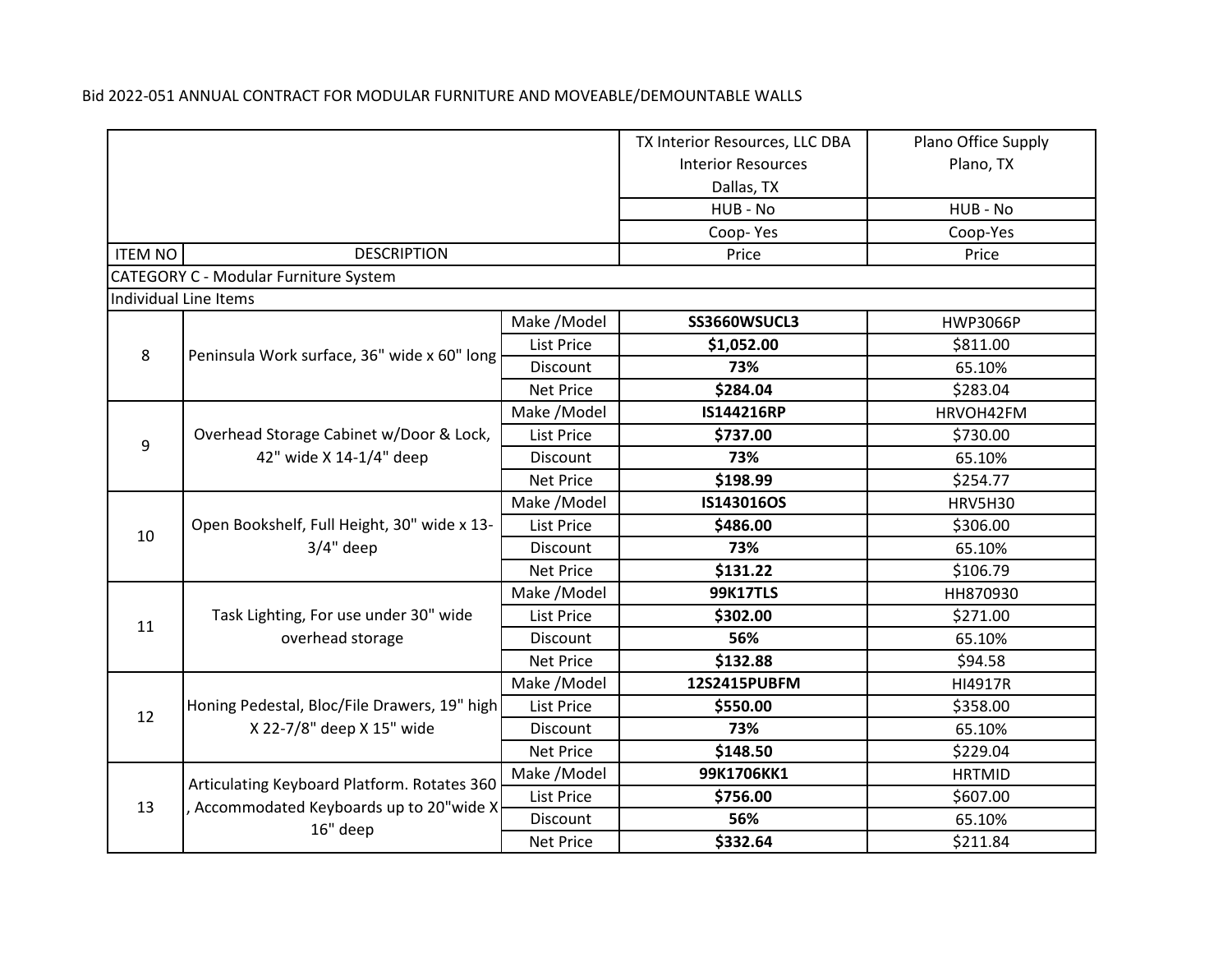Bid 2022-051 ANNUAL CONTRACT FOR MODULAR FURNITURE AND MOVEABLE/DEMOUNTABLE WALLS

| | | | TX Interior Resources, LLC DBA Interior Resources Dallas, TX | Plano Office Supply Plano, TX |
|---|---|---|---|---|
| | | | HUB - No | HUB - No |
| | | | Coop- Yes | Coop-Yes |
| ITEM NO | DESCRIPTION | | Price | Price |
| CATEGORY C - Modular Furniture System | | | | |
| Individual Line Items | | | | |
| 8 | Peninsula Work surface, 36" wide x 60" long | Make /Model | **SS3660WSUCL3** | HWP3066P |
| | | List Price | **$1,052.00** | $811.00 |
| | | Discount | **73%** | 65.10% |
| | | Net Price | **$284.04** | $283.04 |
| 9 | Overhead Storage Cabinet w/Door & Lock, 42" wide X 14-1/4" deep | Make /Model | **IS144216RP** | HRVOH42FM |
| | | List Price | **$737.00** | $730.00 |
| | | Discount | **73%** | 65.10% |
| | | Net Price | **$198.99** | $254.77 |
| 10 | Open Bookshelf, Full Height, 30" wide x 13-3/4" deep | Make /Model | **IS143016OS** | HRV5H30 |
| | | List Price | **$486.00** | $306.00 |
| | | Discount | **73%** | 65.10% |
| | | Net Price | **$131.22** | $106.79 |
| 11 | Task Lighting, For use under 30" wide overhead storage | Make /Model | **99K17TLS** | HH870930 |
| | | List Price | **$302.00** | $271.00 |
| | | Discount | **56%** | 65.10% |
| | | Net Price | **$132.88** | $94.58 |
| 12 | Honing Pedestal, Bloc/File Drawers, 19" high X 22-7/8" deep X 15" wide | Make /Model | **12S2415PUBFM** | HI4917R |
| | | List Price | **$550.00** | $358.00 |
| | | Discount | **73%** | 65.10% |
| | | Net Price | **$148.50** | $229.04 |
| 13 | Articulating Keyboard Platform. Rotates 360 , Accommodated Keyboards up to 20"wide X 16" deep | Make /Model | **99K1706KK1** | HRTMID |
| | | List Price | **$756.00** | $607.00 |
| | | Discount | **56%** | 65.10% |
| | | Net Price | **$332.64** | $211.84 |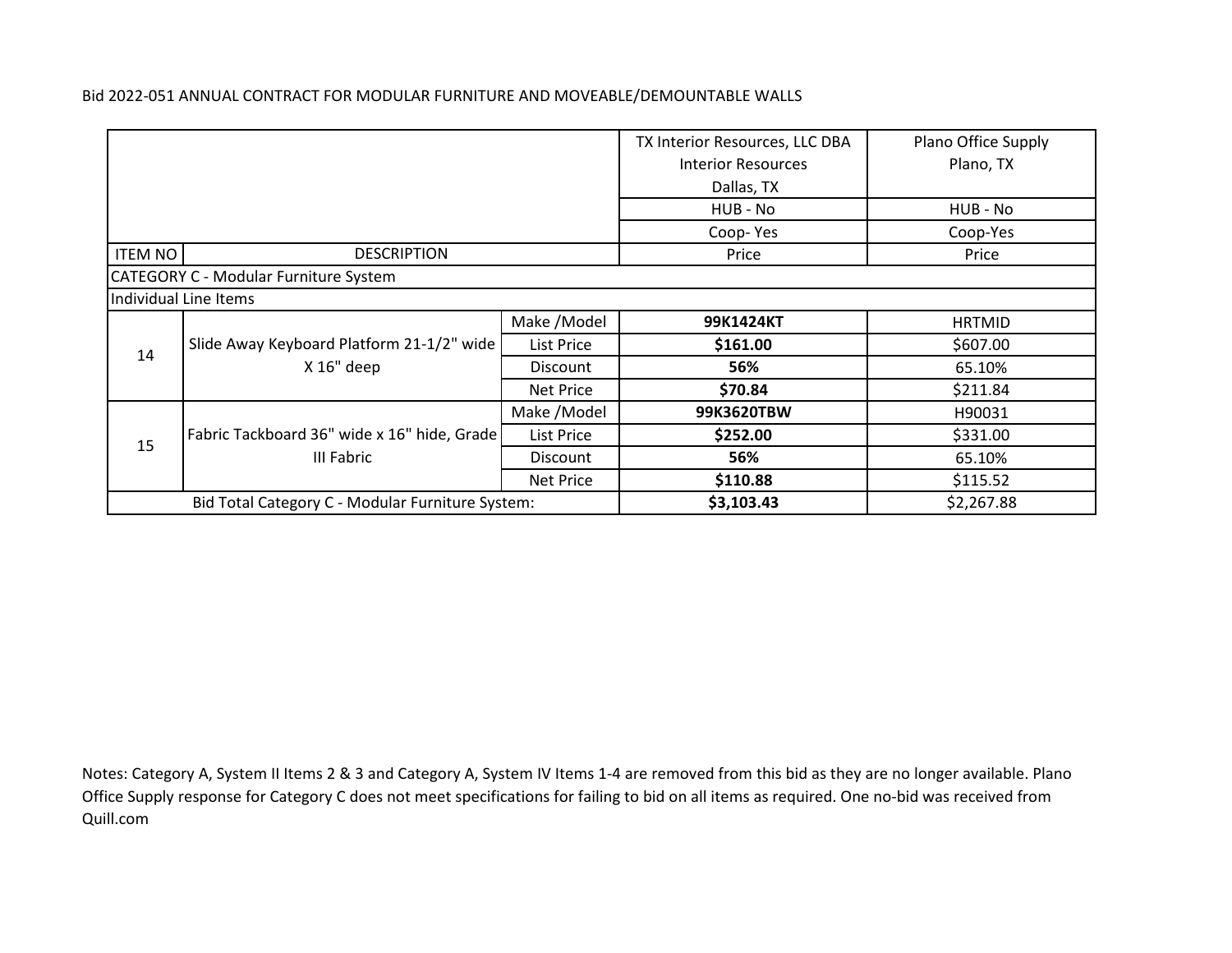Bid 2022-051 ANNUAL CONTRACT FOR MODULAR FURNITURE AND MOVEABLE/DEMOUNTABLE WALLS

| | | | TX Interior Resources, LLC DBA Interior Resources Dallas, TX | Plano Office Supply Plano, TX |
|---|---|---|---|---|
| | | | HUB - No | HUB - No |
| | | | Coop- Yes | Coop-Yes |
| ITEM NO | DESCRIPTION | | Price | Price |
| CATEGORY C - Modular Furniture System | | | | |
| Individual Line Items | | | | |
| 14 | Slide Away Keyboard Platform 21-1/2" wide X 16" deep | Make /Model | **99K1424KT** | HRTMID |
| | | List Price | **$161.00** | $607.00 |
| | | Discount | **56%** | 65.10% |
| | | Net Price | **$70.84** | $211.84 |
| 15 | Fabric Tackboard 36" wide x 16" hide, Grade III Fabric | Make /Model | **99K3620TBW** | H90031 |
| | | List Price | **$252.00** | $331.00 |
| | | Discount | **56%** | 65.10% |
| | | Net Price | **$110.88** | $115.52 |
| Bid Total Category C - Modular Furniture System: | | | **$3,103.43** | $2,267.88 |

Notes: Category A, System II Items 2 & 3 and Category A, System IV Items 1-4 are removed from this bid as they are no longer available. Plano Office Supply response for Category C does not meet specifications for failing to bid on all items as required. One no-bid was received from Quill.com